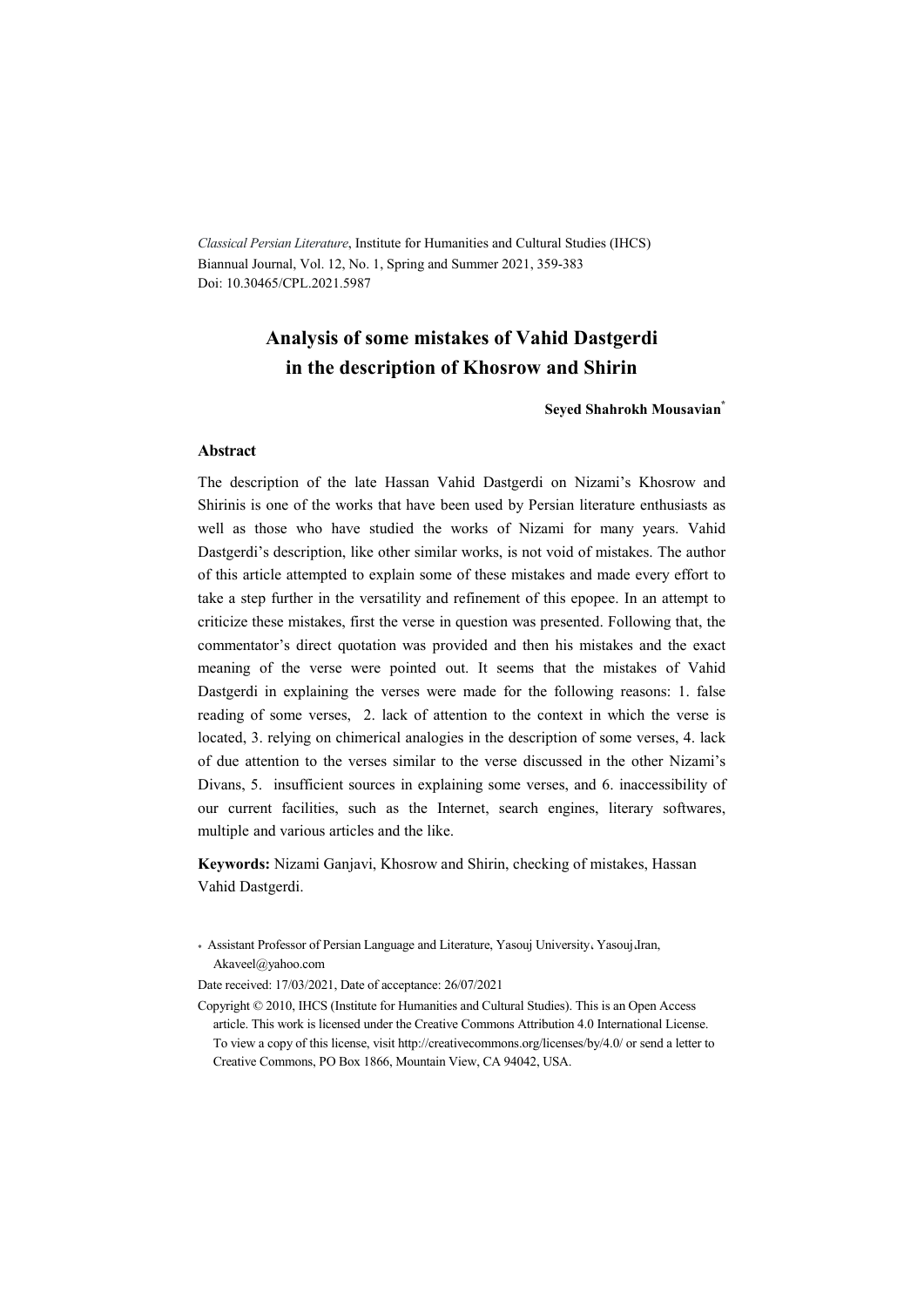*Classical Persian Literature*, Institute for Humanities and Cultural Studies (IHCS)
Biannual Journal, Vol. 12, No. 1, Spring and Summer 2021, 359-383
Doi: 10.30465/CPL.2021.5987

# Analysis of some mistakes of Vahid Dastgerdi in the description of Khosrow and Shirin

**Seyed Shahrokh Mousavian**[*]

## Abstract

The description of the late Hassan Vahid Dastgerdi on Nizami's Khosrow and Shirinis is one of the works that have been used by Persian literature enthusiasts as well as those who have studied the works of Nizami for many years. Vahid Dastgerdi's description, like other similar works, is not void of mistakes. The author of this article attempted to explain some of these mistakes and made every effort to take a step further in the versatility and refinement of this epopee. In an attempt to criticize these mistakes, first the verse in question was presented. Following that, the commentator's direct quotation was provided and then his mistakes and the exact meaning of the verse were pointed out. It seems that the mistakes of Vahid Dastgerdi in explaining the verses were made for the following reasons: 1. false reading of some verses, 2. lack of attention to the context in which the verse is located, 3. relying on chimerical analogies in the description of some verses, 4. lack of due attention to the verses similar to the verse discussed in the other Nizami's Divans, 5. insufficient sources in explaining some verses, and 6. inaccessibility of our current facilities, such as the Internet, search engines, literary softwares, multiple and various articles and the like.

**Keywords:** Nizami Ganjavi, Khosrow and Shirin, checking of mistakes, Hassan Vahid Dastgerdi.

[*] Assistant Professor of Persian Language and Literature, Yasouj University، Yasouj،Iran, Akaveel@yahoo.com

Date received: 17/03/2021, Date of acceptance: 26/07/2021

Copyright © 2010, IHCS (Institute for Humanities and Cultural Studies). This is an Open Access article. This work is licensed under the Creative Commons Attribution 4.0 International License. To view a copy of this license, visit http://creativecommons.org/licenses/by/4.0/ or send a letter to Creative Commons, PO Box 1866, Mountain View, CA 94042, USA.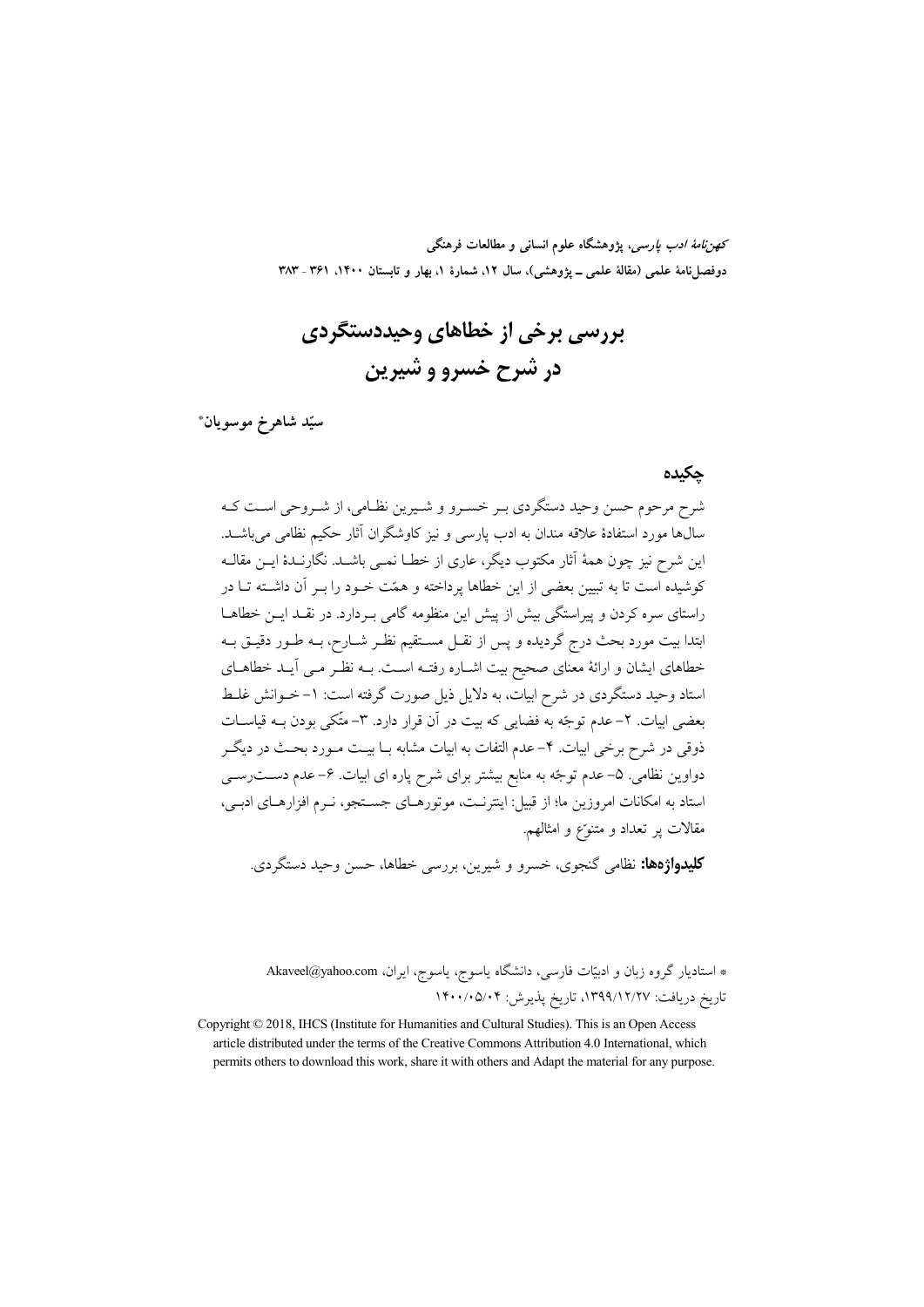*کهن‌نامهٔ ادب پارسی*، پژوهشگاه علوم انسانی و مطالعات فرهنگی
دوفصل‌نامهٔ علمی (مقالهٔ علمی ـ پژوهشی)، سال ۱۲، شمارهٔ ۱، بهار و تابستان ۱۴۰۰، ۳۶۱ - ۳۸۳

# بررسی برخی از خطاهای وحیددستگردی در شرح خسرو و شیرین

**سیّد شاهرخ موسویان***

## چکیده

شرح مرحوم حسن وحید دستگردی بر خسرو و شیرین نظامی، از شروحی است که سال‌ها مورد استفادهٔ علاقه مندان به ادب پارسی و نیز کاوشگران آثار حکیم نظامی می‌باشد. این شرح نیز چون همهٔ آثار مکتوب دیگر، عاری از خطا نمی باشد. نگارندهٔ این مقاله کوشیده است تا به تبیین بعضی از این خطاها پرداخته و همّت خود را بر آن داشته تا در راستای سره کردن و پیراستگی بیش از پیش این منظومه گامی بردارد. در نقد این خطاها ابتدا بیت مورد بحث درج گردیده و پس از نقل مستقیم نظر شارح، به طور دقیق به خطاهای ایشان و ارائهٔ معنای صحیح بیت اشاره رفته است. به نظر می آید خطاهای استاد وحید دستگردی در شرح ابیات، به دلایل ذیل صورت گرفته است: ۱- خوانش غلط بعضی ابیات. ۲- عدم توجّه به فضایی که بیت در آن قرار دارد. ۳- متّکی بودن به قیاسات ذوقی در شرح برخی ابیات. ۴- عدم التفات به ابیات مشابه با بیت مورد بحث در دیگر دواوین نظامی. ۵- عدم توجّه به منابع بیشتر برای شرح پاره ای ابیات. ۶- عدم دسترسی استاد به امکانات امروزین ما؛ از قبیل: اینترنت، موتورهای جستجو، نرم افزارهای ادبی، مقالات پر تعداد و متنوّع و امثالهم.

**کلیدواژه‌ها:** نظامی گنجوی، خسرو و شیرین، بررسی خطاها، حسن وحید دستگردی.

* استادیار گروه زبان و ادبیّات فارسی، دانشگاه یاسوج، یاسوج، ایران، Akaveel@yahoo.com
تاریخ دریافت: ۱۳۹۹/۱۲/۲۷، تاریخ پذیرش: ۱۴۰۰/۰۵/۰۴

Copyright © 2018, IHCS (Institute for Humanities and Cultural Studies). This is an Open Access article distributed under the terms of the Creative Commons Attribution 4.0 International, which permits others to download this work, share it with others and Adapt the material for any purpose.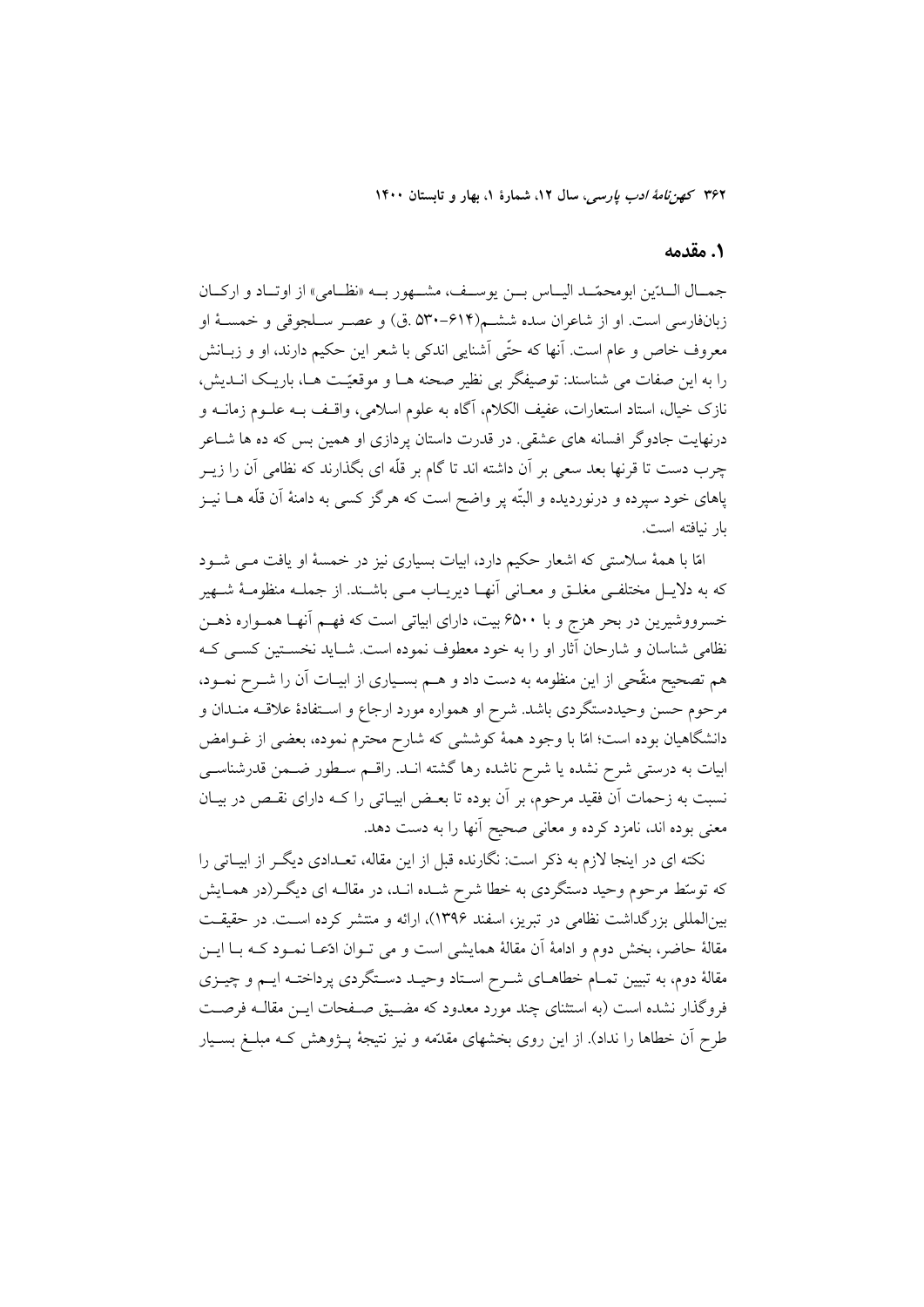## ۱. مقدمه

جمـال الـدّین ابومحمّـد الیـاس بـن یوسـف، مشـهور بـه «نظـامی» از اوتـاد و ارکـان زبان‌فارسی است. او از شاعران سده ششـم(۶۱۴-۵۳۰ .ق) و عصـر سـلجوقی و خمسـۀ او معروف خاص و عام است. آنها که حتّی آشنایی اندکی با شعر این حکیم دارند، او و زبـانش را به این صفات می شناسند: توصیفگر بی نظیر صحنه هـا و موقعیّـت هـا، باریـک انـدیش، نازک خیال، استاد استعارات، عفیف الکلام، آگاه به علوم اسلامی، واقـف بـه علـوم زمانـه و درنهایت جادوگر افسانه های عشقی. در قدرت داستان پردازی او همین بس که ده ها شـاعر چرب دست تا قرنها بعد سعی بر آن داشته اند تا گام بر قلّه ای بگذارند که نظامی آن را زیـر پاهای خود سپرده و درنوردیده و البتّه پر واضح است که هرگز کسی به دامنۀ آن قلّه هـا نیـز بار نیافته است.

امّا با همۀ سلاستی که اشعار حکیم دارد، ابیات بسیاری نیز در خمسۀ او یافت مـی شـود که به دلایـل مختلفـی مغلـق و معـانی آنهـا دیریـاب مـی باشـند. از جملـه منظومـۀ شـهیر خسرووشیرین در بحر هزج و با ۶۵۰۰ بیت، دارای ابیاتی است که فهـم آنهـا همـواره ذهـن نظامی شناسان و شارحان آثار او را به خود معطوف نموده است. شـاید نخسـتین کسـی کـه هم تصحیح منقّحی از این منظومه به دست داد و هـم بسـیاری از ابیـات آن را شـرح نمـود، مرحوم حسن وحیددستگردی باشد. شرح او همواره مورد ارجاع و اسـتفادۀ علاقـه منـدان و دانشگاهیان بوده است؛ امّا با وجود همۀ کوششی که شارح محترم نموده، بعضی از غـوامض ابیات به درستی شرح نشده یا شرح ناشده رها گشته انـد. راقـم سـطور ضـمن قدرشناسـی نسبت به زحمات آن فقید مرحوم، بر آن بوده تا بعـض ابیـاتی را کـه دارای نقـص در بیـان معنی بوده اند، نامزد کرده و معانی صحیح آنها را به دست دهد.

نکته ای در اینجا لازم به ذکر است: نگارنده قبل از این مقاله، تعـدادی دیگـر از ابیـاتی را که توسّط مرحوم وحید دستگردی به خطا شرح شـده انـد، در مقالـه ای دیگـر(در همـایش بین‌المللی بزرگداشت نظامی در تبریز، اسفند ۱۳۹۶)، ارائه و منتشر کرده اسـت. در حقیقـت مقالۀ حاضر، بخش دوم و ادامۀ آن مقالۀ همایشی است و می تـوان ادّعـا نمـود کـه بـا ایـن مقالۀ دوم، به تبیین تمـام خطاهـای شـرح اسـتاد وحیـد دسـتگردی پرداختـه ایـم و چیـزی فروگذار نشده است (به استثنای چند مورد معدود که مضـیق صـفحات ایـن مقالـه فرصـت طرح آن خطاها را نداد). از این روی بخشهای مقدّمه و نیز نتیجۀ پـژوهش کـه مبلـغ بسـیار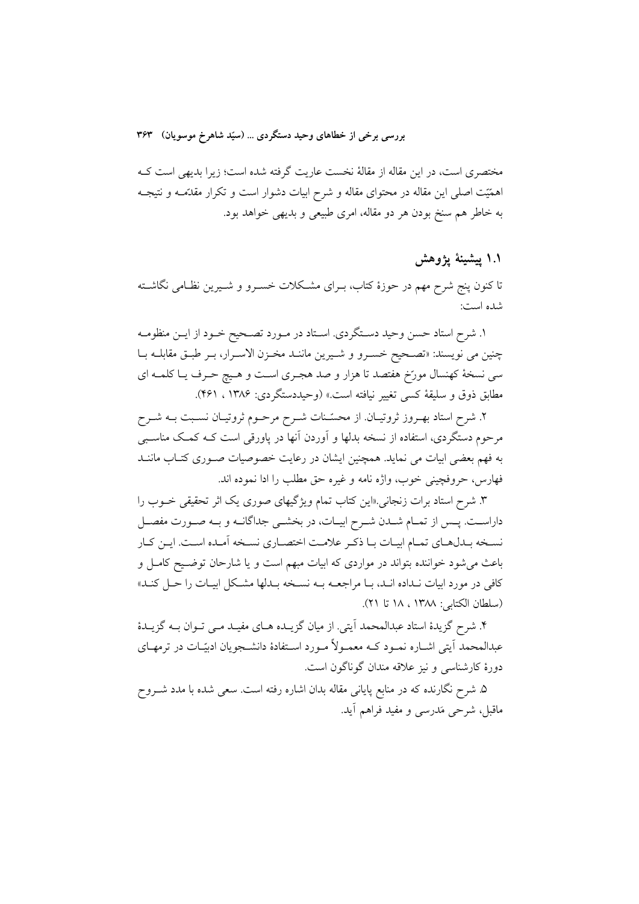مختصری است، در این مقاله از مقالهٔ نخست عاریت گرفته شده است؛ زیرا بدیهی است کـه اهمّیّت اصلی این مقاله در محتوای مقاله و شرح ابیات دشوار است و تکرار مقدّمـه و نتیجـه به خاطر هم سنخ بودن هر دو مقاله، امری طبیعی و بدیهی خواهد بود.

## ۱.۱ پیشینهٔ پژوهش

تا کنون پنج شرح مهم در حوزهٔ کتاب، بـرای مشـکلات خسـرو و شـیرین نظـامی نگاشـته شده است:

۱. شرح استاد حسن وحید دسـتگردی. اسـتاد در مـورد تصـحیح خـود از ایـن منظومـه چنین می نویسند: «تصـحیح خسـرو و شـیرین ماننـد مخـزن الاسـرار، بـر طبـق مقابلـه بـا سی نسخهٔ کهنسال مورّخ هفتصد تا هزار و صد هجـری اسـت و هـیچ حـرف یـا کلمـه ای مطابق ذوق و سلیقهٔ کسی تغییر نیافته است.» (وحیددستگردی: ۱۳۸۶ ، ۴۶۱).

۲. شرح استاد بهـروز ثروتیـان. از محسّـنات شـرح مرحـوم ثروتیـان نسـبت بـه شـرح مرحوم دستگردی، استفاده از نسخه بدلها و آوردن آنها در پاورقی است کـه کمـک مناسـبی به فهم بعضی ابیات می نماید. همچنین ایشان در رعایت خصوصیات صـوری کتـاب ماننـد فهارس، حروفچینی خوب، واژه نامه و غیره حق مطلب را ادا نموده اند.

۳. شرح استاد برات زنجانی.«این کتاب تمام ویژگیهای صوری یک اثر تحقیقی خـوب را داراسـت. پـس از تمـام شـدن شـرح ابیـات، در بخشـی جداگانـه و بـه صـورت مفصـل نسـخه بـدل‌هـای تمـام ابیـات بـا ذکـر علامـت اختصـاری نسـخه آمـده اسـت. ایـن کـار باعث می‌شود خواننده بتواند در مواردی که ابیات مبهم است و یا شارحان توضـیح کامـل و کافی در مورد ابیات نـداده انـد، بـا مراجعـه بـه نسـخه بـدلها مشـکل ابیـات را حـل کنـد» (سلطان الکتابی: ۱۳۸۸ ، ۱۸ تا ۲۱).

۴. شرح گزیدهٔ استاد عبدالمحمد آیتی. از میان گزیـده هـای مفیـد مـی تـوان بـه گزیـدهٔ عبدالمحمد آیتی اشـاره نمـود کـه معمـولاً مـورد اسـتفادهٔ دانشـجویان ادبیّـات در ترمهـای دورهٔ کارشناسی و نیز علاقه مندان گوناگون است.

۵. شرح نگارنده که در منابع پایانی مقاله بدان اشاره رفته است. سعی شده با مدد شـروح ماقبل، شرحی مَدرسی و مفید فراهم آید.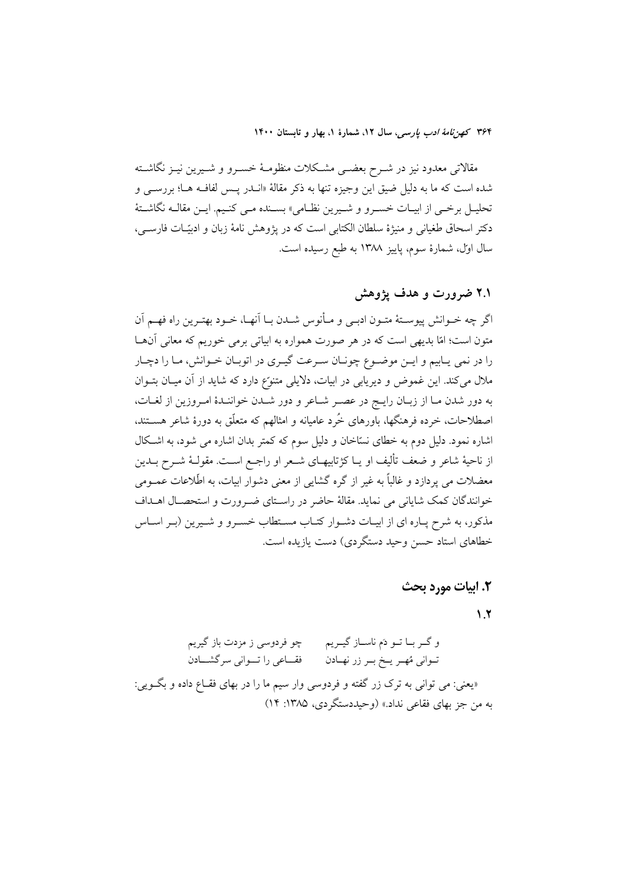مقالاتی معدود نیز در شرح بعضی مشکلات منظومهٔ خسرو و شیرین نیز نگاشته شده است که ما به دلیل ضیق این وجیزه تنها به ذکر مقالهٔ «انـدر پس لفافه ها؛ بررسی و تحلیل برخی از ابیات خسرو و شیرین نظامی» بسنده می کنیم. این مقاله نگاشتهٔ دکتر اسحاق طغیانی و منیژهٔ سلطان الکتابی است که در پژوهش نامهٔ زبان و ادبیّات فارسی، سال اوّل، شمارهٔ سوم، پاییز ۱۳۸۸ به طبع رسیده است.

## ۲.۱ ضرورت و هدف پژوهش

اگر چه خوانش پیوستهٔ متون ادبی و مأنوس شدن با آنها، خود بهترین راه فهم آن متون است؛ امّا بدیهی است که در هر صورت همواره به ابیاتی برمی خوریم که معانی آنها را در نمی یابیم و این موضوع چونان سرعت گیری در اتوبان خوانش، ما را دچار ملال می‌کند. این غموض و دیریابی در ابیات، دلایلی متنوّع دارد که شاید از آن میان بتوان به دور شدن ما از زبان رایج در عصر شاعر و دور شدن خوانندهٔ امروزین از لغات، اصطلاحات، خرده فرهنگها، باورهای خُرد عامیانه و امثالهم که متعلّق به دورهٔ شاعر هستند، اشاره نمود. دلیل دوم به خطای نسّاخان و دلیل سوم که کمتر بدان اشاره می شود، به اشکال از ناحیهٔ شاعر و ضعف تألیف او یا کژتابیهای شعر او راجع است. مقولهٔ شرح بدین معضلات می پردازد و غالباً به غیر از گره گشایی از معنی دشوار ابیات، به اطّلاعات عمومی خوانندگان کمک شایانی می نماید. مقالهٔ حاضر در راستای ضرورت و استحصال اهداف مذکور، به شرح پاره ای از ابیات دشوار کتاب مستطاب خسرو و شیرین (بر اساس خطاهای استاد حسن وحید دستگردی) دست یازیده است.

## ۲. ابیات مورد بحث

### ۱.۲

و گر با تو دَم ناساز گیریم &nbsp;&nbsp;&nbsp;&nbsp; چو فردوسی ز مزدت باز گیریم
توانی مُهر یخ بر زر نهادن &nbsp;&nbsp;&nbsp;&nbsp; فقاعی را توانی سرگشادن

«یعنی: می توانی به ترک زر گفته و فردوسی وار سیم ما را در بهای فقاع داده و بگویی: به من جز بهای فقاعی نداد.» (وحیددستگردی، ۱۳۸۵: ۱۴)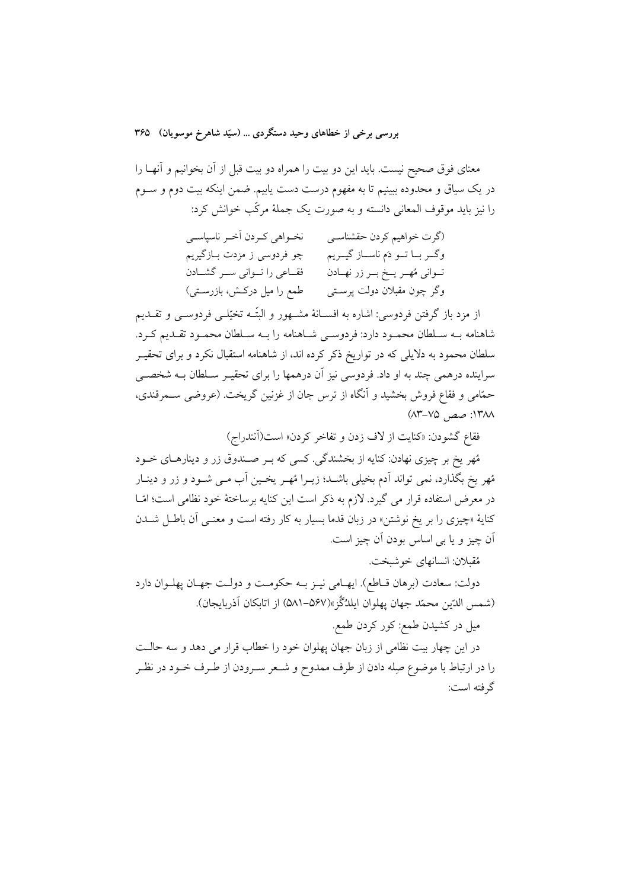معنای فوق صحیح نیست. باید این دو بیت را همراه دو بیت قبل از آن بخوانیم و آنها را در یک سیاق و محدوده ببینیم تا به مفهوم درست دست یابیم. ضمن اینکه بیت دوم و سوم را نیز باید موقوف المعانی دانسته و به صورت یک جملهٔ مرکّب خوانش کرد:

(گرت خواهیم کردن حقشناسی　　نخواهی کردن آخر ناسپاسی
وگر با تو دَم ناساز گیریم　　چو فردوسی ز مزدت بازگیریم
توانی مُهر یخ بر زر نهادن　　فقاعی را توانی سر گشادن
وگر چون مقبلان دولت پرستی　　طمع را میل درکش، بازرستی)

از مزد باز گرفتن فردوسی: اشاره به افسانهٔ مشهور و البتّه تخیّلی فردوسی و تقدیم شاهنامه به سلطان محمود دارد: فردوسی شاهنامه را به سلطان محمود تقدیم کرد. سلطان محمود به دلایلی که در تواریخ ذکر کرده اند، از شاهنامه استقبال نکرد و برای تحقیر سراینده درهمی چند به او داد. فردوسی نیز آن درهمها را برای تحقیر سلطان به شخصی حمّامی و فقاع فروش بخشید و آنگاه از ترس جان از غزنین گریخت. (عروضی سمرقندی، ۱۳۸۸: صص ۷۵-۸۳)

فقاع گشودن: «کنایت از لاف زدن و تفاخر کردن» است(آنندراج)

مُهر یخ بر چیزی نهادن: کنایه از بخشندگی. کسی که بر صندوق زر و دینارهای خود مُهر یخ بگذارد، نمی تواند آدم بخیلی باشد؛ زیرا مُهر یخین آب می شود و زر و دینار در معرض استفاده قرار می گیرد. لازم به ذکر است این کنایه برساختهٔ خود نظامی است؛ امّا کنایهٔ «چیزی را بر یخ نوشتن» در زبان قدما بسیار به کار رفته است و معنی آن باطل شدن آن چیز و یا بی اساس بودن آن چیز است.

مُقبلان: انسانهای خوشبخت.

دولت: سعادت (برهان قاطع). ایهامی نیز به حکومت و دولت جهان پهلوان دارد (شمس الدّین محمّد جهان پهلوان ایلدُگُز»(۵۶۷-۵۸۱) از اتابکان آذربایجان).

میل در کشیدن طمع: کور کردن طمع.

در این چهار بیت نظامی از زبان جهان پهلوان خود را خطاب قرار می دهد و سه حالت را در ارتباط با موضوع صِله دادن از طرف ممدوح و شعر سرودن از طرف خود در نظر گرفته است: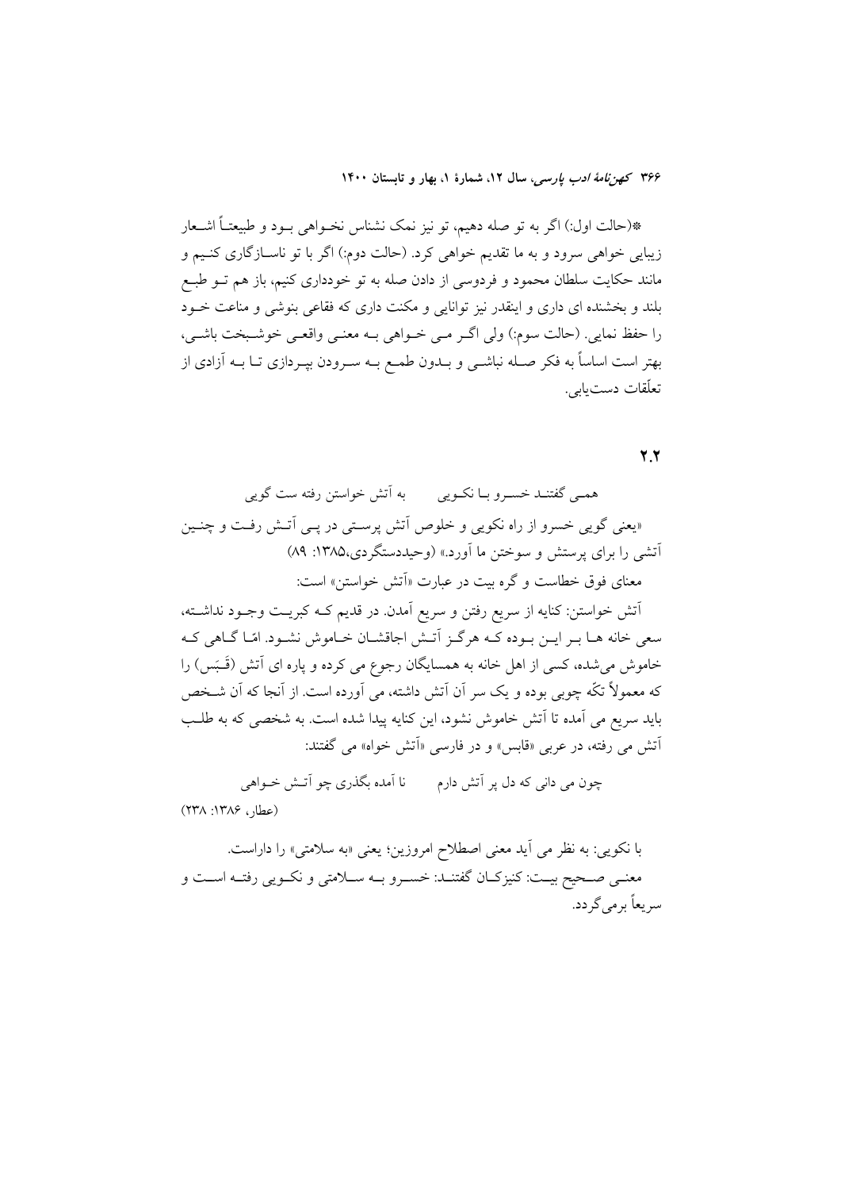*(حالت اول:) اگر به تو صله دهیم، تو نیز نمک نشناس نخواهی بود و طبیعتاً اشعار زیبایی خواهی سرود و به ما تقدیم خواهی کرد. (حالت دوم:) اگر با تو ناسازگاری کنیم و مانند حکایت سلطان محمود و فردوسی از دادن صله به تو خودداری کنیم، باز هم تو طبع بلند و بخشنده ای داری و اینقدر نیز توانایی و مکنت داری که فقاعی بنوشی و مناعت خود را حفظ نمایی. (حالت سوم:) ولی اگر می خواهی به معنی واقعی خوشبخت باشی، بهتر است اساساً به فکر صله نباشی و بدون طمع به سرودن بپردازی تا به آزادی از تعلّقات دست‌یابی.

## ۲.۲

همی گفتند خسرو با نکویی &nbsp;&nbsp;&nbsp;&nbsp; به آتش خواستن رفته ست گویی

«یعنی گویی خسرو از راه نکویی و خلوص آتش پرستی در پی آتش رفت و چنین آتشی را برای پرستش و سوختن ما آورد.» (وحیددستگردی،۱۳۸۵: ۸۹)

معنای فوق خطاست و گره بیت در عبارت «آتش خواستن» است:

آتش خواستن: کنایه از سریع رفتن و سریع آمدن. در قدیم که کبریت وجود نداشته، سعی خانه ها بر این بوده که هرگز آتش اجاقشان خاموش نشود. امّا گاهی که خاموش می‌شده، کسی از اهل خانه به همسایگان رجوع می کرده و پاره ای آتش (قَبَس) را که معمولاً تکّه چوبی بوده و یک سر آن آتش داشته، می آورده است. از آنجا که آن شخص باید سریع می آمده تا آتش خاموش نشود، این کنایه پیدا شده است. به شخصی که به طلب آتش می رفته، در عربی «قابس» و در فارسی «آتش خواه» می گفتند:

چون می دانی که دل پر آتش دارم &nbsp;&nbsp;&nbsp;&nbsp; نا آمده بگذری چو آتش خواهی

(عطار، ۱۳۸۶: ۲۳۸)

با نکویی: به نظر می آید معنی اصطلاح امروزین؛ یعنی «به سلامتی» را داراست.

معنی صحیح بیت: کنیزکان گفتند: خسرو به سلامتی و نکویی رفته است و سریعاً برمی‌گردد.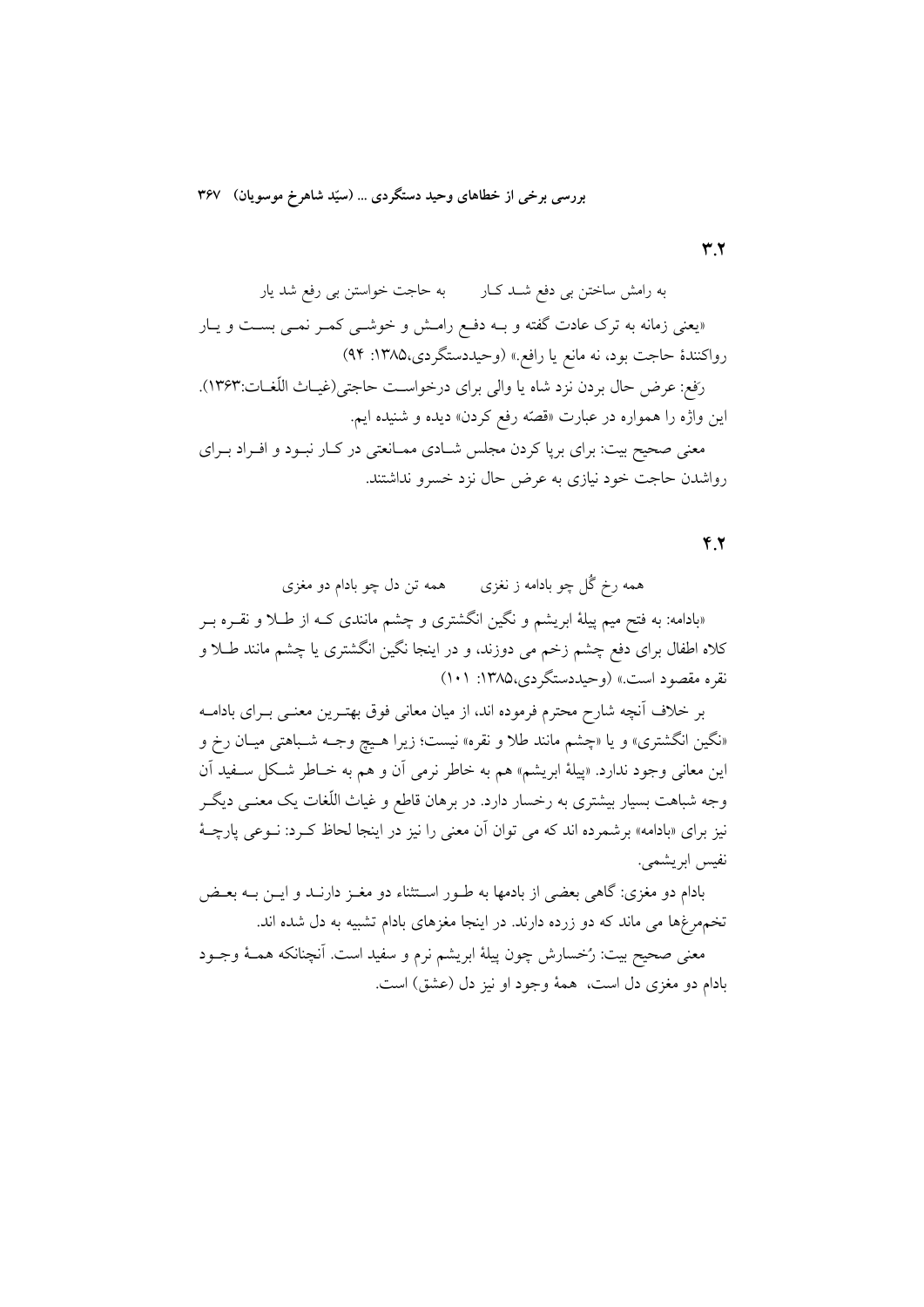### ۳.۲

به رامش ساختن بی دفع شد کار　　　به حاجت خواستن بی رفع شد یار

«یعنی زمانه به ترک عادت گفته و به دفع رامش و خوشی کمر نمی بست و یار رواکنندهٔ حاجت بود، نه مانع یا رافع.» (وحیددستگردی،۱۳۸۵: ۹۴)

رَفع: عرض حال بردن نزد شاه یا والی برای درخواست حاجتی(غیاث اللّغات:۱۳۶۳). این واژه را همواره در عبارت «قصّه رفع کردن» دیده و شنیده ایم.

معنی صحیح بیت: برای برپا کردن مجلس شادی ممانعتی در کار نبود و افراد برای رواشدن حاجت خود نیازی به عرض حال نزد خسرو نداشتند.

### ۴.۲

همه رخ گُل چو بادامه ز نغزی　　　همه تن دل چو بادام دو مغزی

«بادامه: به فتح میم پیلهٔ ابریشم و نگین انگشتری و چشم مانندی که از طلا و نقره بر کلاه اطفال برای دفع چشم زخم می دوزند، و در اینجا نگین انگشتری یا چشم مانند طلا و نقره مقصود است.» (وحیددستگردی،۱۳۸۵: ۱۰۱)

بر خلاف آنچه شارح محترم فرموده اند، از میان معانی فوق بهترین معنی برای بادامه «نگین انگشتری» و یا «چشم مانند طلا و نقره» نیست؛ زیرا هیچ وجه شباهتی میان رخ و این معانی وجود ندارد. «پیلهٔ ابریشم» هم به خاطر نرمی آن و هم به خاطر شکل سفید آن وجه شباهت بسیار بیشتری به رخسار دارد. در برهان قاطع و غیاث اللّغات یک معنی دیگر نیز برای «بادامه» برشمرده اند که می توان آن معنی را نیز در اینجا لحاظ کرد: نوعی پارچهٔ نفیس ابریشمی.

بادام دو مغزی: گاهی بعضی از بادمها به طور استثناء دو مغز دارند و این به بعض تخم‌مرغ‌ها می ماند که دو زرده دارند. در اینجا مغزهای بادام تشبیه به دل شده اند.

معنی صحیح بیت: رُخسارش چون پیلهٔ ابریشم نرم و سفید است. آنچنانکه همهٔ وجود بادام دو مغزی دل است، همهٔ وجود او نیز دل (عشق) است.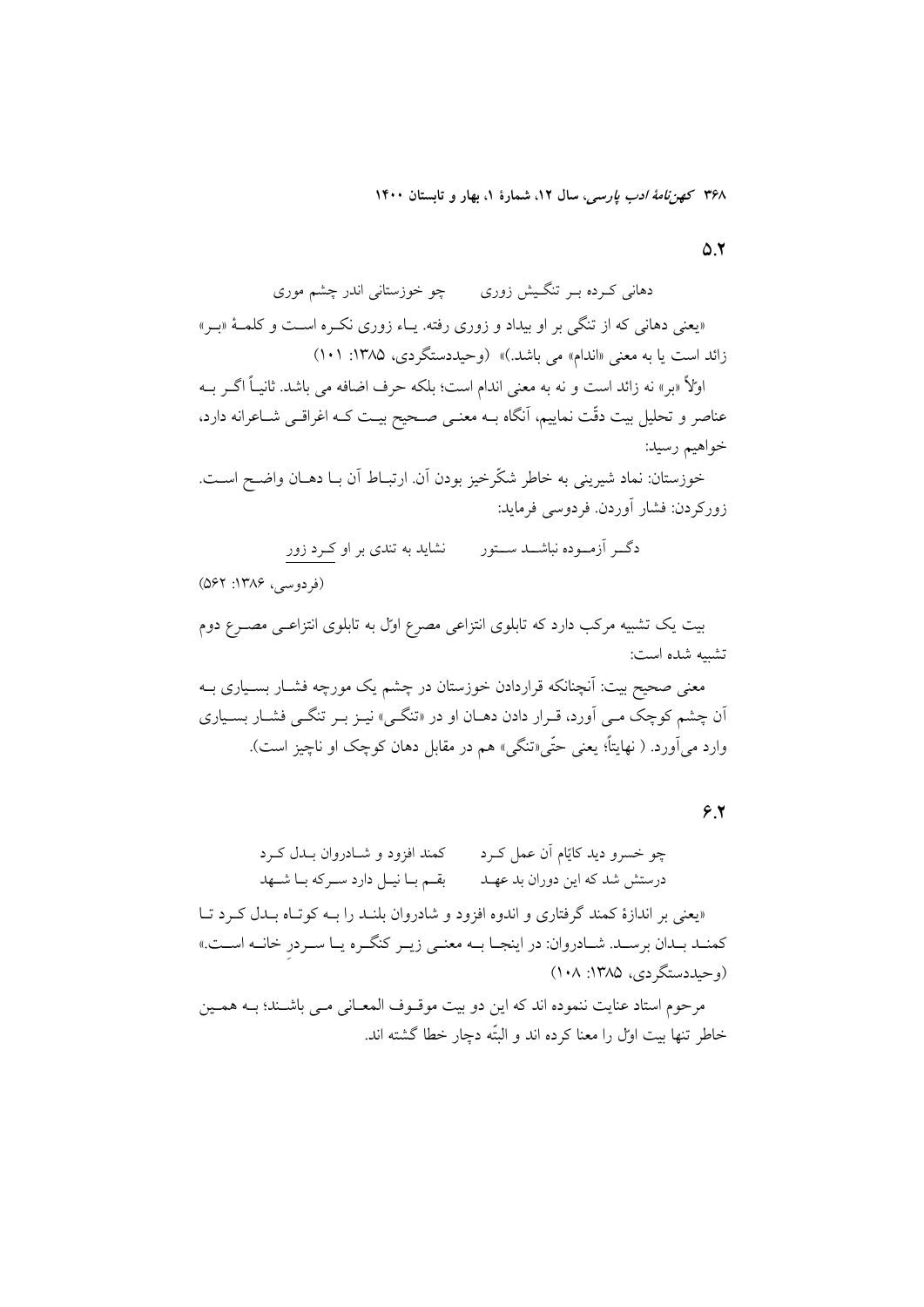۵.۲

دهانی کـرده بـر تنگـیش زوری　　　چو خوزستانی اندر چشم موری

«یعنی دهانی که از تنگی بر او بیداد و زوری رفته. یـاء زوری نکـره اسـت و کلمـهٔ «بـر» زائد است یا به معنی «اندام» می باشد.)» (وحیددستگردی، ۱۳۸۵: ۱۰۱)

اوّلاً «بر» نه زائد است و نه به معنی اندام است؛ بلکه حرف اضافه می باشد. ثانیـاً اگـر بـه عناصر و تحلیل بیت دقّت نماییم، آنگاه بـه معنـی صـحیح بیـت کـه اغراقـی شـاعرانه دارد، خواهیم رسید:

خوزستان: نماد شیرینی به خاطر شکّرخیز بودن آن. ارتبـاط آن بـا دهـان واضـح اسـت. زورکردن: فشار آوردن. فردوسی فرماید:

دگـر آزمـوده نباشـد سـتور　　　نشاید به تندی بر او کـرد زور

(فردوسی، ۱۳۸۶: ۵۶۲)

بیت یک تشبیه مرکب دارد که تابلوی انتزاعی مصرع اوّل به تابلوی انتزاعـی مصـرع دوم تشبیه شده است:

معنی صحیح بیت: آنچنانکه قراردادن خوزستان در چشم یک مورچه فشـار بسـیاری بـه آن چشم کوچک مـی آورد، قـرار دادن دهـان او در «تنگـی» نیـز بـر تنگـی فشـار بسـیاری وارد می‌آورد. ( نهایتاً؛ یعنی حتّی«تنگی» هم در مقابل دهان کوچک او ناچیز است).

۶.۲

چو خسرو دید کایّام آن عمل کـرد　　　کمند افزود و شـادروان بـدل کـرد

درستش شد که این دوران بد عهـد　　　بقـم بـا نیـل دارد سـرکه بـا شـهد

«یعنی بر اندازهٔ کمند گرفتاری و اندوه افزود و شادروان بلنـد را بـه کوتـاه بـدل کـرد تـا کمنـد بـدان برسـد. شـادروان: در اینجـا بـه معنـی زیـر کنگـره یـا سـردرِ خانـه اسـت.» (وحیددستگردی، ۱۳۸۵: ۱۰۸)

مرحوم استاد عنایت ننموده اند که این دو بیت موقـوف المعـانی مـی باشـند؛ بـه همـین خاطر تنها بیت اوّل را معنا کرده اند و البتّه دچار خطا گشته اند.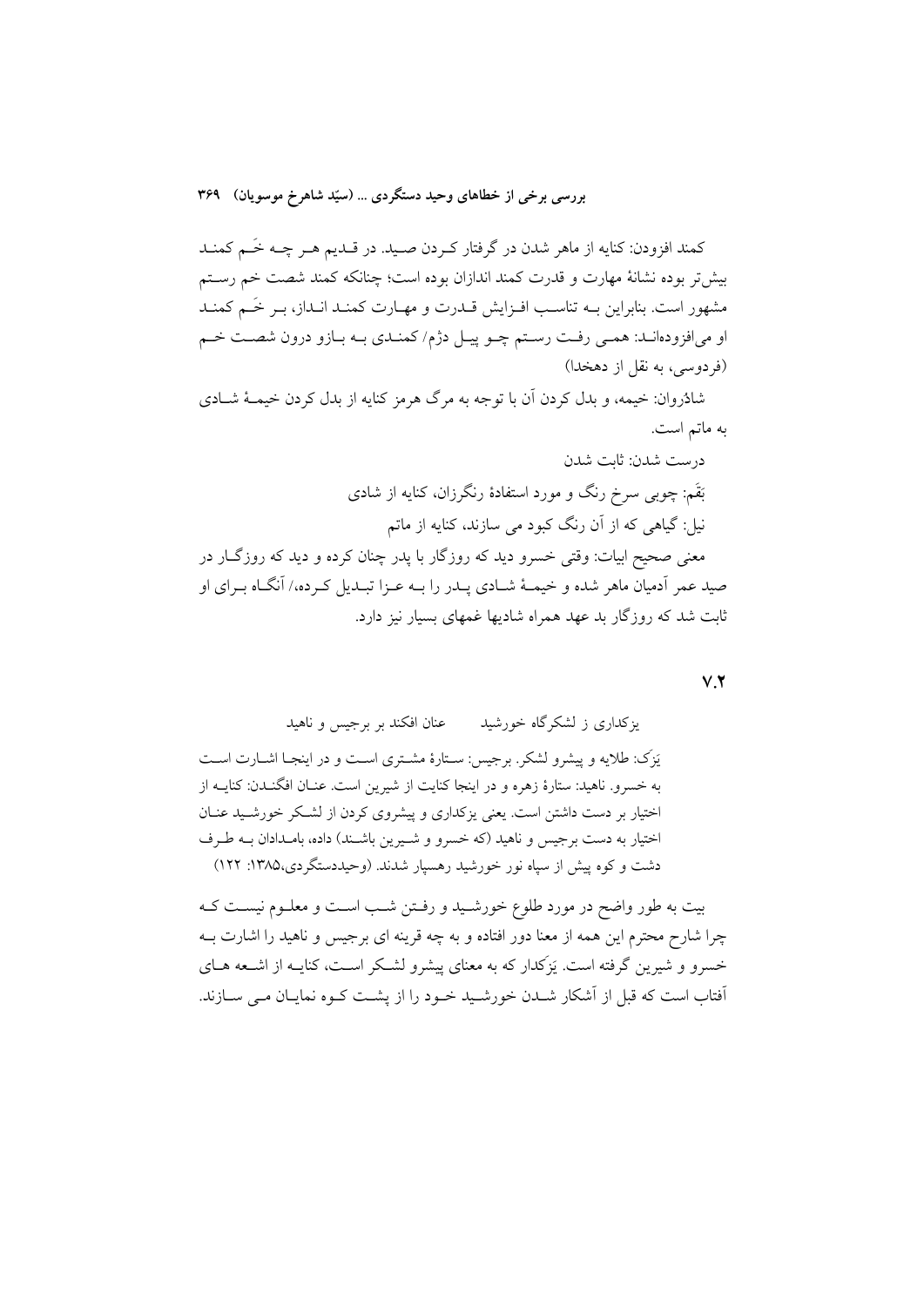کمند افزودن: کنایه از ماهر شدن در گرفتار کـردن صـید. در قـدیم هـر چـه خَـم کمنـد بیش‌تر بوده نشانهٔ مهارت و قدرت کمند اندازان بوده است؛ چنانکه کمند شصت خم رسـتم مشهور است. بنابراین بـه تناسـب افـزایش قـدرت و مهـارت کمنـد انـداز، بـر خَـم کمنـد او می‌افزوده‌انـد: همـی رفـت رسـتم چـو پیـل دژم/ کمنـدی بـه بـازو درون شصـت خـم (فردوسی، به نقل از دهخدا)

شاذروان: خیمه، و بدل کردن آن با توجه به مرگ هرمز کنایه از بدل کردن خیمـهٔ شـادی به ماتم است.

درست شدن: ثابت شدن

بَقَم: چوبی سرخ رنگ و مورد استفادهٔ رنگرزان، کنایه از شادی

نیل: گیاهی که از آن رنگ کبود می سازند، کنایه از ماتم

معنی صحیح ابیات: وقتی خسرو دید که روزگار با پدر چنان کرده و دید که روزگـار در صید عمر آدمیان ماهر شده و خیمـهٔ شـادی پـدر را بـه عـزا تبـدیل کـرده،/ آنگـاه بـرای او ثابت شد که روزگار بد عهد همراه شادیها غمهای بسیار نیز دارد.

۷.۲

یزکداری ز لشکرگاه خورشید     عنان افکند بر برجیس و ناهید

یَزَک: طلایه و پیشرو لشکر. برجیس: سـتارهٔ مشـتری اسـت و در اینجـا اشـارت اسـت به خسرو. ناهید: ستارهٔ زهره و در اینجا کنایت از شیرین است. عنـان افگنـدن: کنایـه از اختیار بر دست داشتن است. یعنی یزکداری و پیشروی کردن از لشـکر خورشـید عنـان اختیار به دست برجیس و ناهید (که خسرو و شـیرین باشـند) داده، بامـدادان بـه طـرف دشت و کوه پیش از سپاه نور خورشید رهسپار شدند. (وحیددستگردی،۱۳۸۵: ۱۲۲)

بیت به طور واضح در مورد طلوع خورشـید و رفـتن شـب اسـت و معلـوم نیسـت کـه چرا شارح محترم این همه از معنا دور افتاده و به چه قرینه ای برجیس و ناهید را اشارت بـه خسرو و شیرین گرفته است. یَزَکدار که به معنای پیشرو لشـکر اسـت، کنایـه از اشـعه هـای آفتاب است که قبل از آشکار شـدن خورشـید خـود را از پشـت کـوه نمایـان مـی سـازند.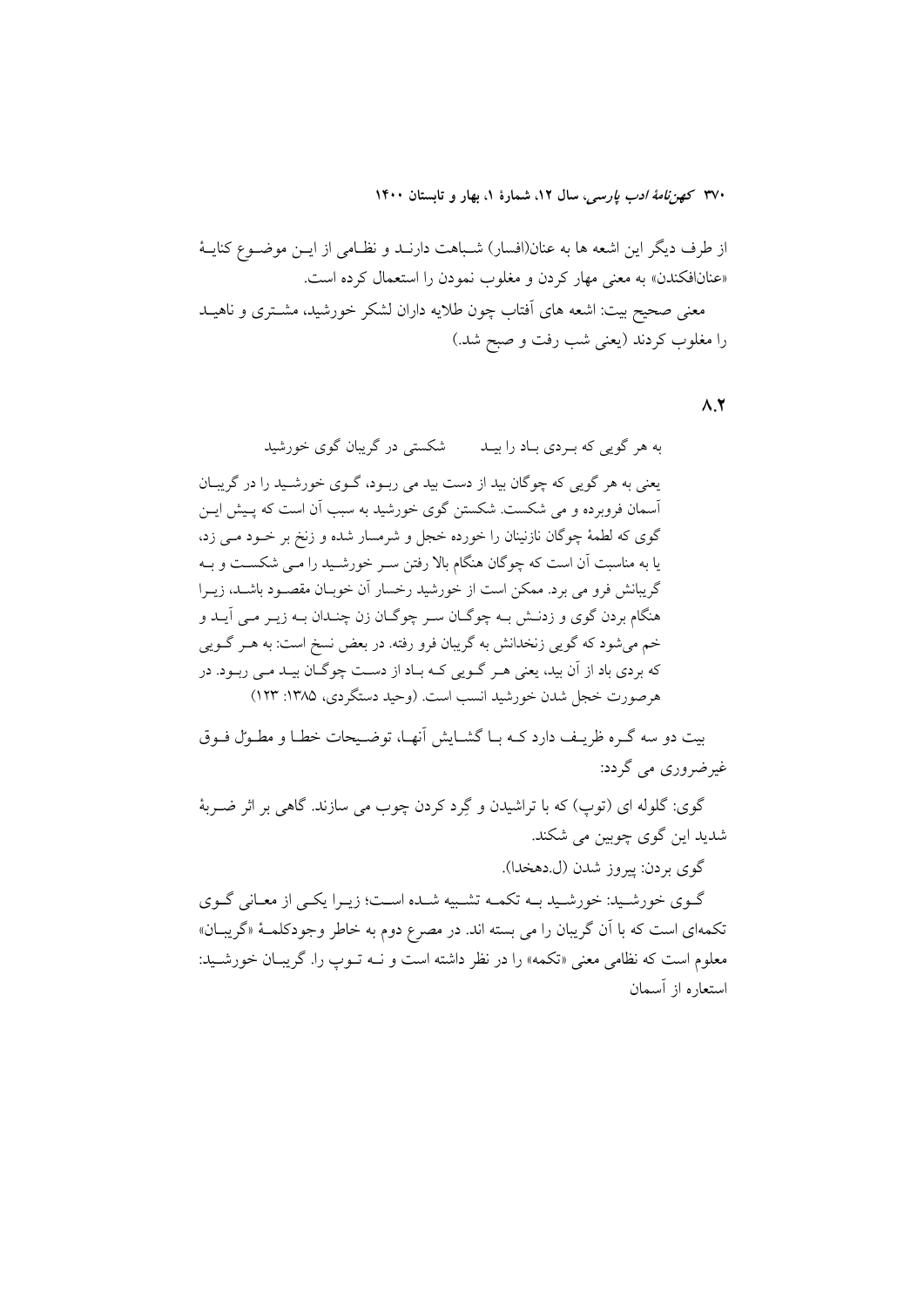از طرف دیگر این اشعه ها به عنان(افسار) شباهت دارند و نظامی از این موضوع کنایهٔ «عنان‌افکندن» به معنی مهار کردن و مغلوب نمودن را استعمال کرده است.

معنی صحیح بیت: اشعه های آفتاب چون طلایه داران لشکر خورشید، مشتری و ناهید را مغلوب کردند (یعنی شب رفت و صبح شد.)

۸.۲

به هر گویی که بردی باد را بید          شکستی در گریبان گوی خورشید

یعنی به هر گویی که چوگان بید از دست بید می ربود، گوی خورشید را در گریبان آسمان فروبرده و می شکست. شکستن گوی خورشید به سبب آن است که پیش این گوی که لطمهٔ چوگان نازنینان را خورده خجل و شرمسار شده و زنخ بر خود می زد، یا به مناسبت آن است که چوگان هنگام بالا رفتن سر خورشید را می شکست و به گریبانش فرو می برد. ممکن است از خورشید رخسار آن خوبان مقصود باشد، زیرا هنگام بردن گوی و زدنش به چوگان سر چوگان زن چندان به زیر می آید و خم می‌شود که گویی زنخدانش به گریبان فرو رفته. در بعض نسخ است: به هر گویی که بردی باد از آن بید، یعنی هر گویی که باد از دست چوگان بید می ربود. در هرصورت خجل شدن خورشید انسب است. (وحید دستگردی، ۱۳۸۵: ۱۲۳)

بیت دو سه گره ظریف دارد که با گشایش آنها، توضیحات خطا و مطوّل فوق غیرضروری می گردد:

گوی: گلوله ای (توپ) که با تراشیدن و گِرد کردن چوب می سازند. گاهی بر اثر ضربهٔ شدید این گوی چوبین می شکند.

گوی بردن: پیروز شدن (ل.دهخدا).

گوی خورشید: خورشید به تکمه تشبیه شده است؛ زیرا یکی از معانی گوی تکمه‌ای است که با آن گریبان را می بسته اند. در مصرع دوم به خاطر وجودکلمهٔ «گریبان» معلوم است که نظامی معنی «تکمه» را در نظر داشته است و نه توپ را. گریبان خورشید: استعاره از آسمان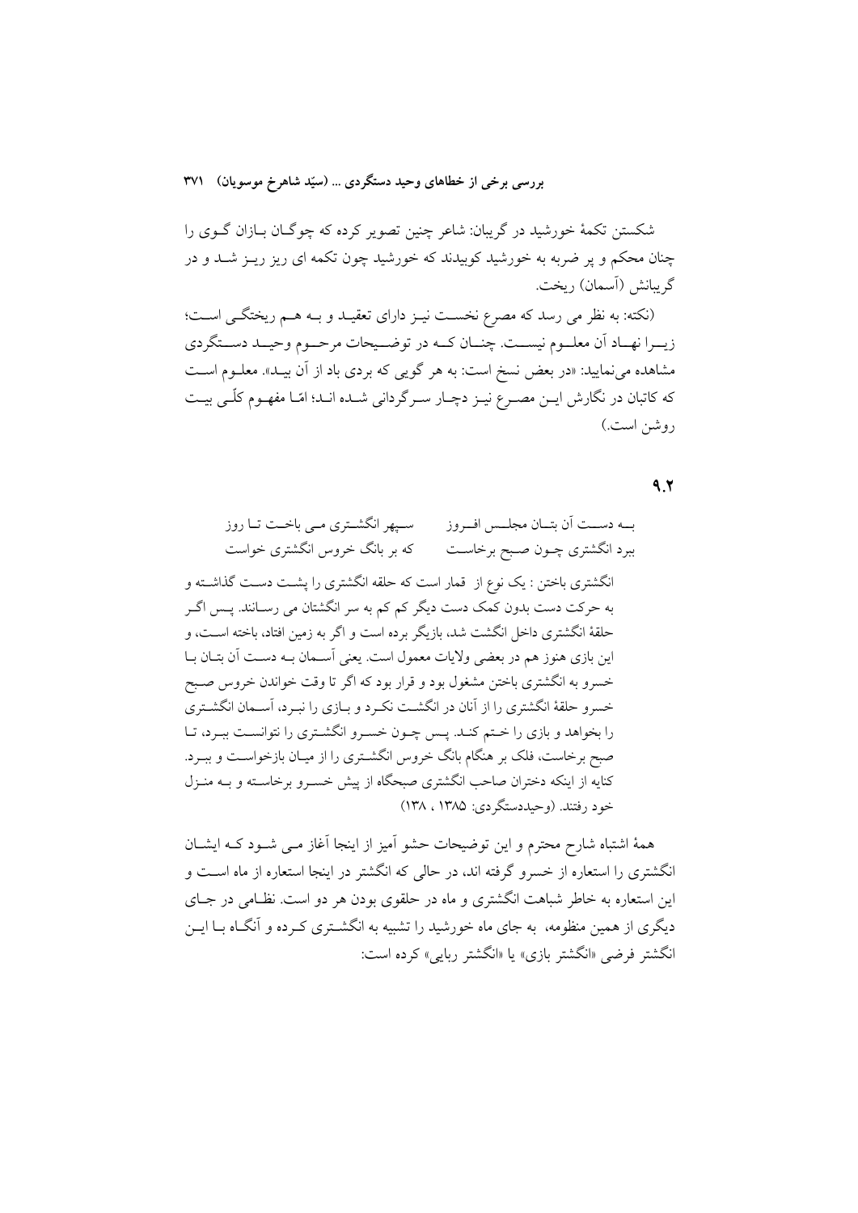شکستن تکمهٔ خورشید در گریبان: شاعر چنین تصویر کرده که چوگان بازان گوی را چنان محکم و پر ضربه به خورشید کوبیدند که خورشید چون تکمه ای ریز ریز شد و در گریبانش (آسمان) ریخت.

(نکته: به نظر می رسد که مصرع نخست نیز دارای تعقید و به هم ریختگی است؛ زیرا نهاد آن معلوم نیست. چنان که در توضیحات مرحوم وحید دستگردی مشاهده می‌نمایید: «در بعض نسخ است: به هر گویی که بردی باد از آن بید». معلوم است که کاتبان در نگارش این مصرع نیز دچار سرگردانی شده اند؛ امّا مفهوم کلّی بیت روشن است.)

**۹.۲**

به دست آن بتان مجلس افروز — سپهر انگشتری می باخت تا روز

ببرد انگشتری چون صبح برخاست — که بر بانگ خروس انگشتری خواست

انگشتری باختن : یک نوع از قمار است که حلقه انگشتری را پشت دست گذاشته و به حرکت دست بدون کمک دست دیگر کم کم به سر انگشتان می رسانند. پس اگر حلقهٔ انگشتری داخل انگشت شد، بازیگر برده است و اگر به زمین افتاد، باخته است، و این بازی هنوز هم در بعضی ولایات معمول است. یعنی آسمان به دست آن بتان با خسرو به انگشتری باختن مشغول بود و قرار بود که اگر تا وقت خواندن خروس صبح خسرو حلقهٔ انگشتری را از آنان در انگشت نکرد و بازی را نبرد، آسمان انگشتری را بخواهد و بازی را ختم کند. پس چون خسرو انگشتری را نتوانست ببرد، تا صبح برخاست، فلک بر هنگام بانگ خروس انگشتری را از میان بازخواست و ببرد. کنایه از اینکه دختران صاحب انگشتری صبحگاه از پیش خسرو برخاسته و به منزل خود رفتند. (وحیددستگردی: ۱۳۸۵ ، ۱۳۸)

همهٔ اشتباه شارح محترم و این توضیحات حشو آمیز از اینجا آغاز می شود که ایشان انگشتری را استعاره از خسرو گرفته اند، در حالی که انگشتر در اینجا استعاره از ماه است و این استعاره به خاطر شباهت انگشتری و ماه در حلقوی بودن هر دو است. نظامی در جای دیگری از همین منظومه، به جای ماه خورشید را تشبیه به انگشتری کرده و آنگاه با این انگشتر فرضی «انگشتر بازی» یا «انگشتر ربایی» کرده است: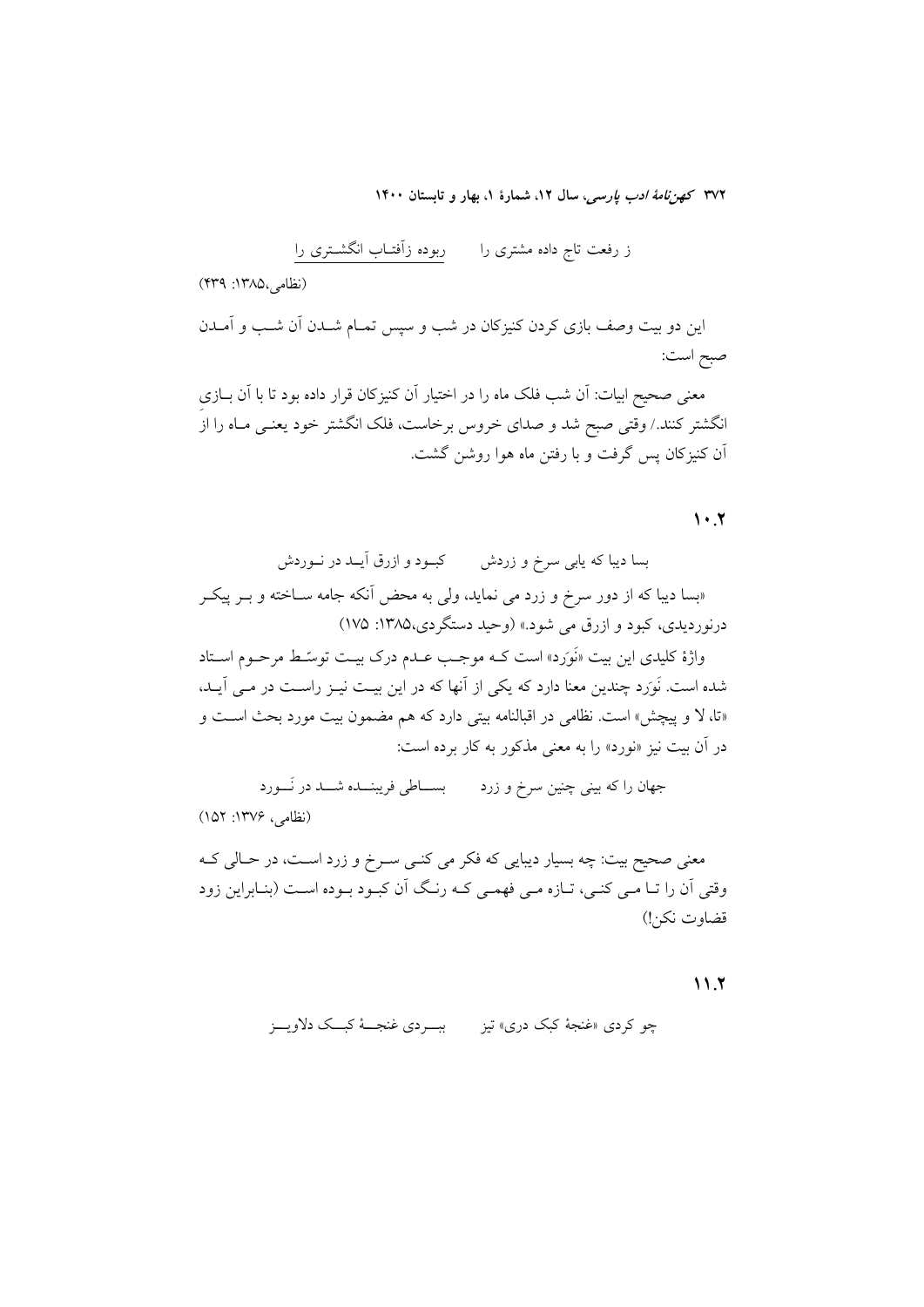ز رفعت تاج داده مشتری را　　　ربوده زآفتاب انگشتری را

(نظامی،۱۳۸۵: ۴۳۹)

این دو بیت وصف بازی کردن کنیزکان در شب و سپس تمام شدن آن شب و آمدن صبح است:

معنی صحیح ابیات: آن شب فلک ماه را در اختیار آن کنیزکان قرار داده بود تا با آن بازی انگشتر کنند./ وقتی صبح شد و صدای خروس برخاست، فلک انگشتر خود یعنی ماه را از آن کنیزکان پس گرفت و با رفتن ماه هوا روشن گشت.

### ۱۰.۲

بسا دیبا که یابی سرخ و زردش　　　کبود و ازرق آید در نوردش

«بسا دیبا که از دور سرخ و زرد می نماید، ولی به محض آنکه جامه ساخته و بر پیکر درنوردیدی، کبود و ازرق می شود.» (وحید دستگردی،۱۳۸۵: ۱۷۵)

واژهٔ کلیدی این بیت «نَوَرد» است که موجب عدم درک بیت توسّط مرحوم استاد شده است. نَوَرد چندین معنا دارد که یکی از آنها که در این بیت نیز راست در می آید، «تا، لا و پیچش» است. نظامی در اقبالنامه بیتی دارد که هم مضمون بیت مورد بحث است و در آن بیت نیز «نورد» را به معنی مذکور به کار برده است:

جهان را که بینی چنین سرخ و زرد　　　بساطی فریبنده شد در نَورد

(نظامی، ۱۳۷۶: ۱۵۲)

معنی صحیح بیت: چه بسیار دیبایی که فکر می کنی سرخ و زرد است، در حالی که وقتی آن را تا می کنی، تازه می فهمی که رنگ آن کبود بوده است (بنابراین زود قضاوت نکن!)

### ۱۱.۲

چو کردی «غنجهٔ کبک دری» تیز　　　ببردی غنجهٔ کبک دلاویز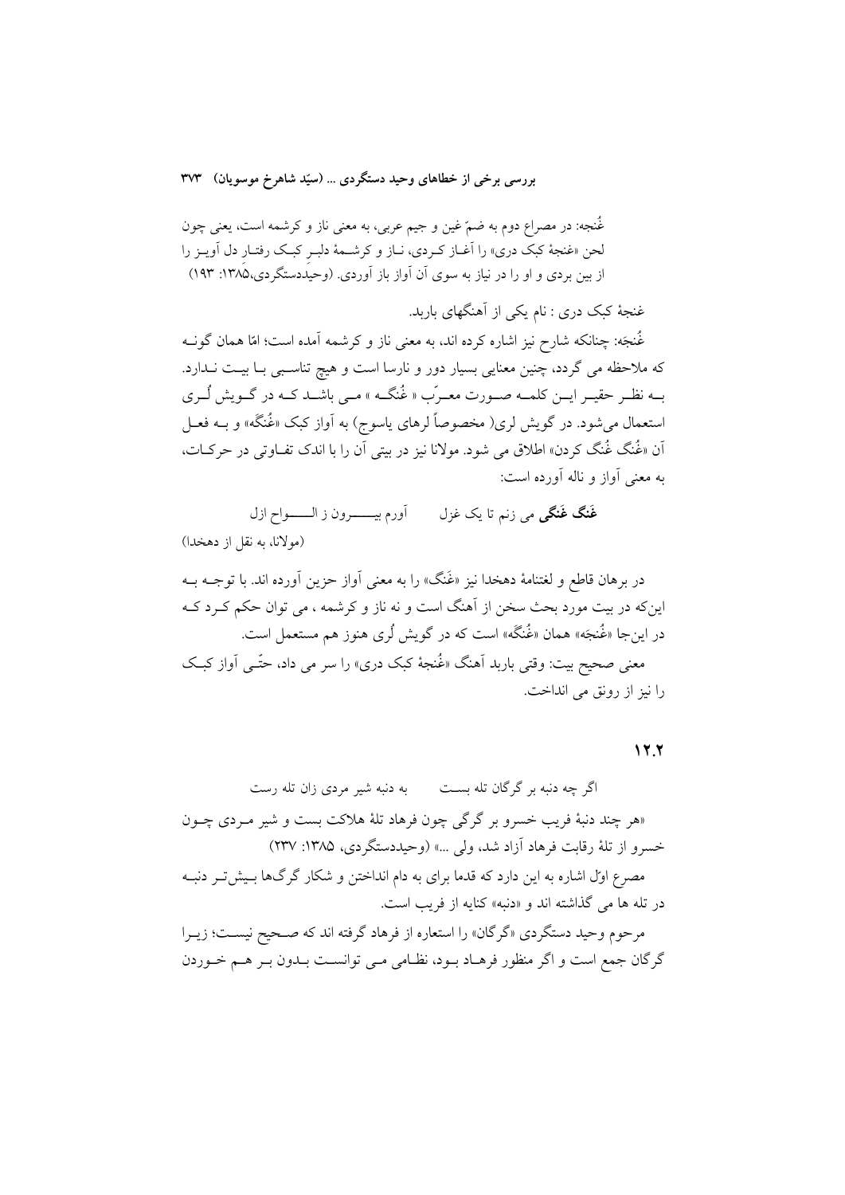غُنجه: در مصراع دوم به ضمّ غین و جیم عربی، به معنی ناز و کرشمه است، یعنی چون لحن «غنجهٔ کبک دری» را آغـاز کـردی، نـاز و کرشـمهٔ دلبـر کبـک رفتـار دل آویـز را از بین بردی و او را در نیاز به سوی آن آواز باز آوردی. (وحیدستگردی،۱۳۸۵: ۱۹۳)

غنجهٔ کبک دری : نام یکی از آهنگهای باربد.

غُنجَه: چنانکه شارح نیز اشاره کرده اند، به معنی ناز و کرشمه آمده است؛ امّا همان گونـه که ملاحظه می گردد، چنین معنایی بسیار دور و نارسا است و هیچ تناسـبی بـا بیـت نـدارد. بـه نظـر حقیـر ایـن کلمـه صـورت معـرّب « غُنگـه » مـی باشـد کـه در گـویش لُـری استعمال می‌شود. در گویش لری( مخصوصاً لرهای یاسوج) به آواز کبک «غُنگه» و بـه فعـل آن «غُنگ غُنگ کردن» اطلاق می شود. مولانا نیز در بیتی آن را با اندک تفـاوتی در حرکـات، به معنی آواز و ناله آورده است:

**غَنگ غَنگی** می زنم تا یک غزل &nbsp;&nbsp;&nbsp;&nbsp; آورم بیـــــرون ز الـــــواح ازل

(مولانا، به نقل از دهخدا)

در برهان قاطع و لغتنامهٔ دهخدا نیز «غَنگ» را به معنی آواز حزین آورده اند. با توجـه بـه این‌که در بیت مورد بحث سخن از آهنگ است و نه ناز و کرشمه ، می توان حکم کـرد کـه در این‌جا «غُنجَه» همان «غُنگَه» است که در گویش لُری هنوز هم مستعمل است.

معنی صحیح بیت: وقتی باربد آهنگ «غُنجهٔ کبک دری» را سر می داد، حتّـی آواز کبـک را نیز از رونق می انداخت.

### ۱۲.۲

اگر چه دنبه بر گرگان تله بسـت &nbsp;&nbsp;&nbsp;&nbsp; به دنبه شیر مردی زان تله رست

«هر چند دنبهٔ فریب خسرو بر گرگی چون فرهاد تلهٔ هلاکت بست و شیر مـردی چـون خسرو از تلهٔ رقابت فرهاد آزاد شد، ولی ...» (وحیدستگردی، ۱۳۸۵: ۲۳۷)

مصرع اوّل اشاره به این دارد که قدما برای به دام انداختن و شکار گرگ‌ها بـیش‌تـر دنبـه در تله ها می گذاشته اند و «دنبه» کنایه از فریب است.

مرحوم وحید دستگردی «گرگان» را استعاره از فرهاد گرفته اند که صـحیح نیسـت؛ زیـرا گرگان جمع است و اگر منظور فرهـاد بـود، نظـامی مـی توانسـت بـدون بـر هـم خـوردن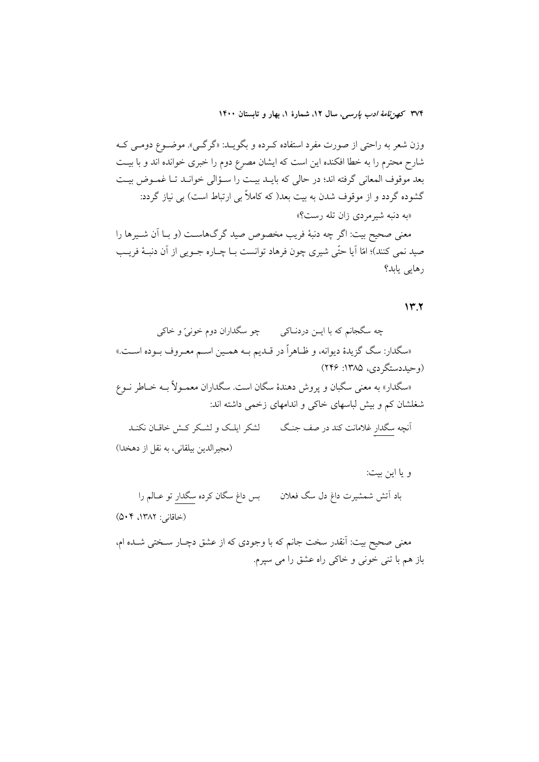وزن شعر به راحتی از صورت مفرد استفاده کـرده و بگویـد: «گرگـی». موضـوع دومـی کـه شارح محترم را به خطا افکنده این است که ایشان مصرع دوم را خبری خوانده اند و با بیـت بعد موقوف المعانی گرفته اند؛ در حالی که بایـد بیـت را سـؤالی خوانـد تـا غمـوض بیـت گشوده گردد و از موقوف شدن به بیت بعد( که کاملاً بی ارتباط است) بی نیاز گردد:

«به دنبه شیرمردی زان تله رست؟»

معنی صحیح بیت: اگر چه دنبهٔ فریب مخصوص صید گرگ‌هاسـت (و بـا آن شـیرها را صید نمی کنند)؛ امّا آیا حتّی شیری چون فرهاد توانست بـا چـاره جـویی از آن دنبـهٔ فریـب رهایی یابد؟

## ۱۳.۲

چه سگجانم که با ایـن دردنـاکی　　　چو سگداران دوم خونیّ و خاکی

«سگدار: سگ گزیدهٔ دیوانه، و ظـاهراً در قـدیم بـه همـین اسـم معـروف بـوده اسـت.» (وحیددستگردی، ۱۳۸۵: ۲۴۶)

«سگدار» به معنی سگبان و پروش دهندهٔ سگان است. سگداران معمـولاً بـه خـاطر نـوع شغلشان کم و بیش لباسهای خاکی و اندامهای زخمی داشته اند:

آنچه سگدار غلامانت کند در صف جنـگ　　　لشکر ایلـک و لشـکر کـش خاقـان نکنـد

(مجیرالدین بیلقانی، به نقل از دهخدا)

و یا این بیت:

باد آتش شمشیرت داغ دل سگ فعلان　　　بس داغ سگان کرده سگدار تو عـالم را

(خاقانی: ۱۳۸۲، ۵۰۴)

معنی صحیح بیت: آنقدر سخت جانم که با وجودی که از عشق دچـار سـختی شـده ام، باز هم با تنی خونی و خاکی راه عشق را می سپرم.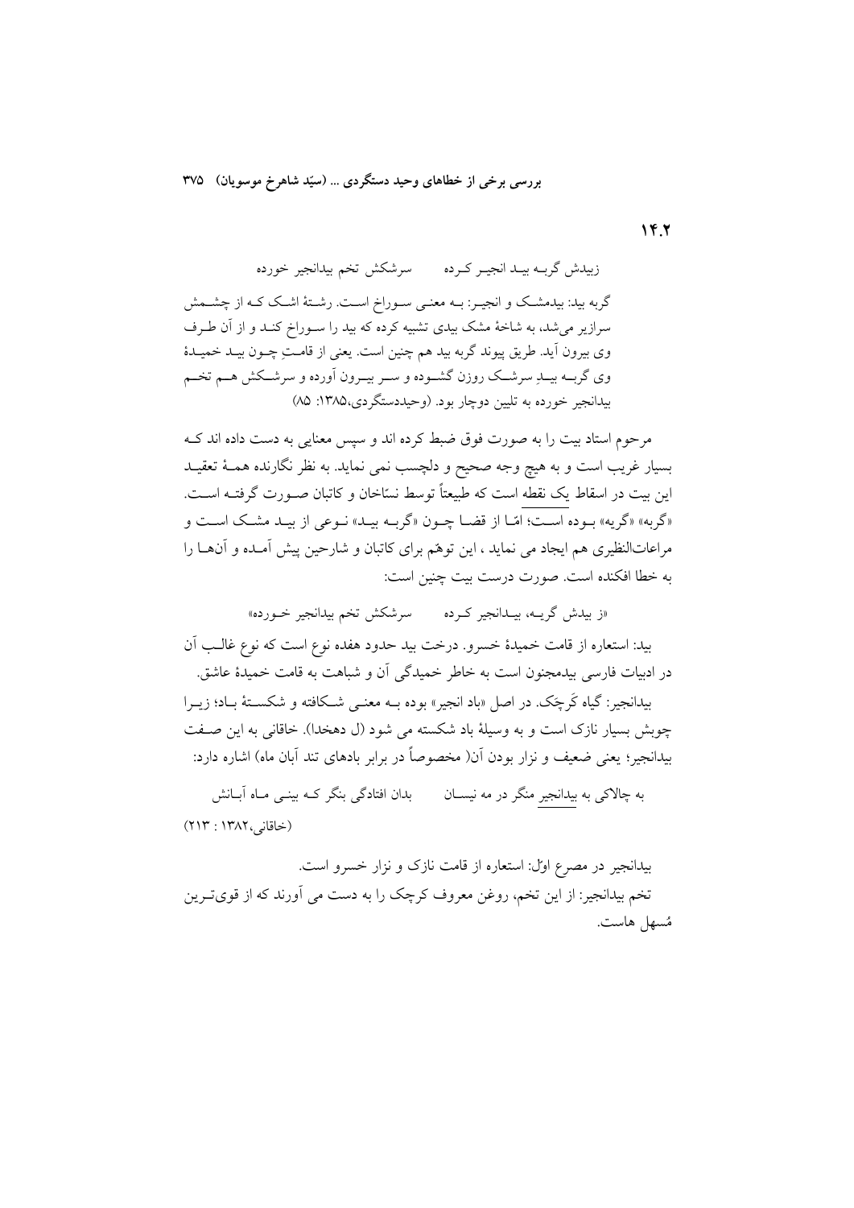۱۴.۲

زبیدش گربه بید انجیر کرده  سرشکش تخم بیدانجیر خورده

گربه بید: بیدمشک و انجیر: به معنی سوراخ است. رشتهٔ اشک که از چشمش سرازیر می‌شد، به شاخهٔ مشک بیدی تشبیه کرده که بید را سوراخ کند و از آن طرف وی بیرون آید. طریق پیوند گربه بید هم چنین است. یعنی از قامتِ چون بید خمیدهٔ وی گربه بیدِ سرشک روزن گشوده و سر بیرون آورده و سرشکش هم تخم بیدانجیر خورده به تلیین دوچار بود. (وحیددستگردی،۱۳۸۵: ۸۵)

مرحوم استاد بیت را به صورت فوق ضبط کرده اند و سپس معنایی به دست داده اند که بسیار غریب است و به هیچ وجه صحیح و دلچسب نمی نماید. به نظر نگارنده همهٔ تعقید این بیت در اسقاط یک نقطه است که طبیعتاً توسط نسّاخان و کاتبان صورت گرفته است. «گربه» «گریه» بوده است؛ امّا از قضا چون «گربه بید» نوعی از بید مشک است و مراعات‌النظیری هم ایجاد می نماید ، این توهّم برای کاتبان و شارحین پیش آمده و آن‌ها را به خطا افکنده است. صورت درست بیت چنین است:

«ز بیدش گریه، بیدانجیر کرده  سرشکش تخم بیدانجیر خورده»

بید: استعاره از قامت خمیدهٔ خسرو. درخت بید حدود هفده نوع است که نوع غالب آن در ادبیات فارسی بیدمجنون است به خاطر خمیدگی آن و شباهت به قامت خمیدهٔ عاشق.

بیدانجیر: گیاه کَرچَک. در اصل «باد انجیر» بوده به معنی شکافته و شکستهٔ باد؛ زیرا چوبش بسیار نازک است و به وسیلهٔ باد شکسته می شود (ل دهخدا). خاقانی به این صفت بیدانجیر؛ یعنی ضعیف و نزار بودن آن( مخصوصاً در برابر بادهای تند آبان ماه) اشاره دارد:

به چالاکی به بیدانجیر منگر در مه نیسان  بدان افتادگی بنگر که بینی ماه آبانش

(خاقانی،۱۳۸۲ : ۲۱۳)

بیدانجیر در مصرع اوّل: استعاره از قامت نازک و نزار خسرو است.

تخم بیدانجیر: از این تخم، روغن معروف کرچک را به دست می آورند که از قوی‌ترین مُسهل هاست.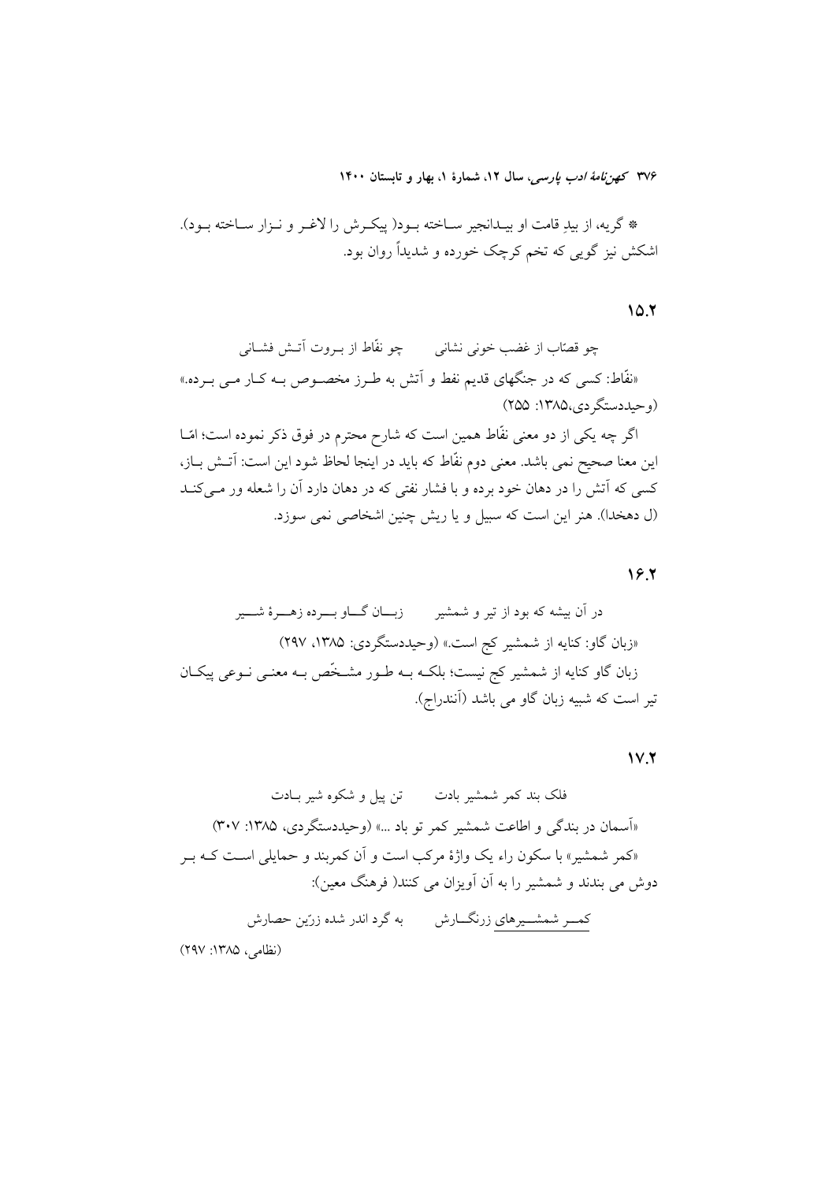* گریه، از بیدِ قامت او بیدانجیر ساخته بود( پیکرش را لاغر و نزار ساخته بود). اشکش نیز گویی که تخم کرچک خورده و شدیداً روان بود.

### ۱۵.۲

چو قصّاب از غضب خونی نشانی        چو نفّاط از بروت آتش فشانی

«نفّاط: کسی که در جنگهای قدیم نفط و آتش به طرز مخصوص به کار می برده.» (وحیددستگردی،۱۳۸۵: ۲۵۵)

اگر چه یکی از دو معنی نفّاط همین است که شارح محترم در فوق ذکر نموده است؛ امّا این معنا صحیح نمی باشد. معنی دوم نفّاط که باید در اینجا لحاظ شود این است: آتش باز، کسی که آتش را در دهان خود برده و با فشار نفتی که در دهان دارد آن را شعله ور می‌کند (ل دهخدا). هنر این است که سبیل و یا ریش چنین اشخاصی نمی سوزد.

### ۱۶.۲

در آن بیشه که بود از تیر و شمشیر        زبان گاو برده زهرهٔ شیر

«زبان گاو: کنایه از شمشیر کج است.» (وحیددستگردی: ۱۳۸۵، ۲۹۷)

زبان گاو کنایه از شمشیر کج نیست؛ بلکه به طور مشخّص به معنی نوعی پیکان تیر است که شبیه زبان گاو می باشد (آنندراج).

### ۱۷.۲

فلک بند کمر شمشیر بادت        تن پیل و شکوه شیر بادت

«آسمان در بندگی و اطاعت شمشیر کمر تو باد ...» (وحیددستگردی، ۱۳۸۵: ۳۰۷)

«کمر شمشیر» با سکون راء یک واژهٔ مرکب است و آن کمربند و حمایلی است که بر دوش می بندند و شمشیر را به آن آویزان می کنند( فرهنگ معین):

<u>کمر شمشیرهای</u> زرنگارش        به گرد اندر شده زرّین حصارش

(نظامی، ۱۳۸۵: ۲۹۷)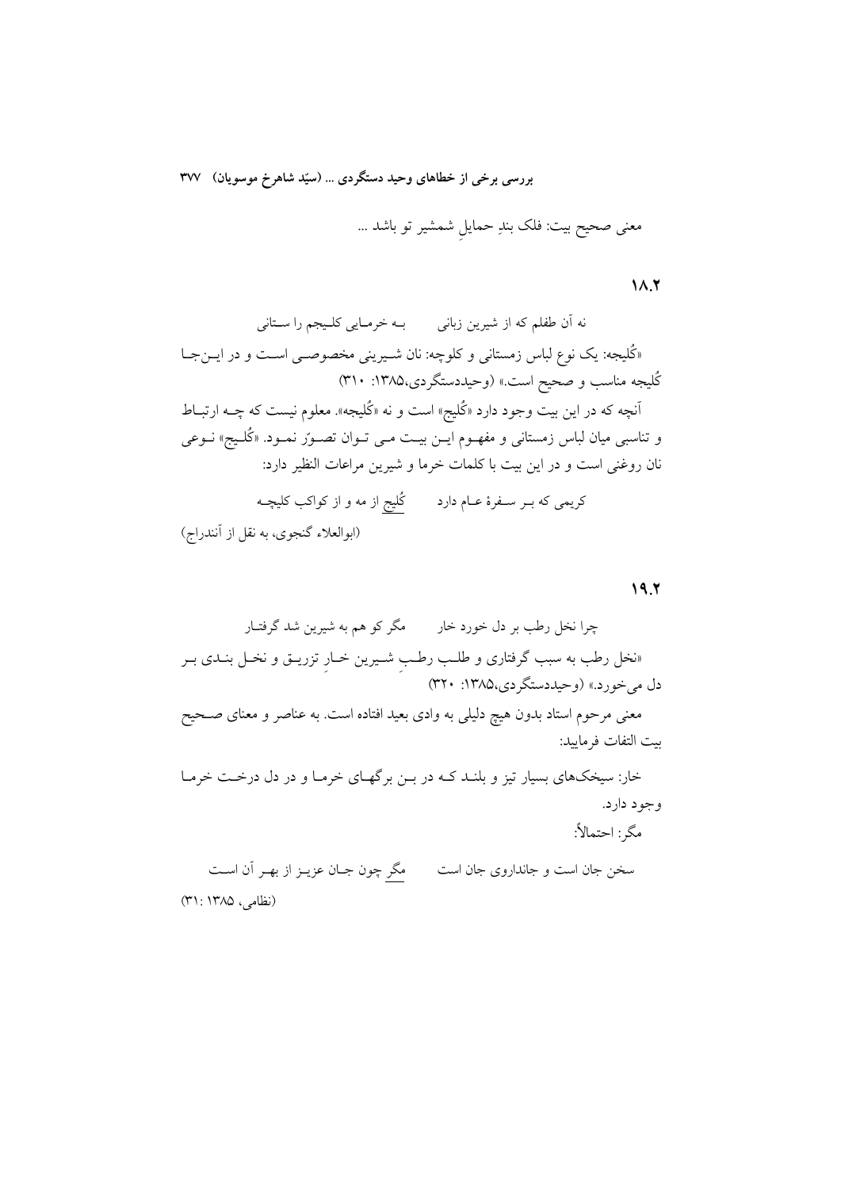معنی صحیح بیت: فلک بندِ حمایلِ شمشیر تو باشد ...

### ۱۸.۲

نه آن طفلم که از شیرین زبانی　　　بـه خرمـایی کلـیجم را سـتانی

«کُلیجه: یک نوع لباس زمستانی و کلوچه: نان شـیرینی مخصوصـی اسـت و در ایـن‌جـا کُلیجه مناسب و صحیح است.» (وحیددستگردی،۱۳۸۵: ۳۱۰)

آنچه که در این بیت وجود دارد «کُلیج» است و نه «کُلیجه». معلوم نیست که چـه ارتبـاط و تناسبی میان لباس زمستانی و مفهـوم ایـن بیـت مـی تـوان تصـوّر نمـود. «کُلـیج» نـوعی نان روغنی است و در این بیت با کلمات خرما و شیرین مراعات النظیر دارد:

کریمی که بـر سـفرهٔ عـام دارد　　　کُلیج از مه و از کواکب کلیچـه

(ابوالعلاء گنجوی، به نقل از آنندراج)

### ۱۹.۲

چرا نخل رطب بر دل خورد خار　　　مگر کو هم به شیرین شد گرفتـار

«نخل رطب به سبب گرفتاری و طلـب رطـبِ شـیرین خـارِ تزریـق و نخـل بنـدی بـر دل می‌خورد.» (وحیددستگردی،۱۳۸۵: ۳۲۰)

معنی مرحوم استاد بدون هیچ دلیلی به وادی بعید افتاده است. به عناصر و معنای صـحیح بیت التفات فرمایید:

خار: سیخک‌های بسیار تیز و بلنـد کـه در بـن برگهـای خرمـا و در دل درخـت خرمـا وجود دارد.

مگر: احتمالاً:

سخن جان است و جانداروی جان است　　　مگر چون جـان عزیـز از بهـر آن اسـت

(نظامی، ۱۳۸۵ :۳۱)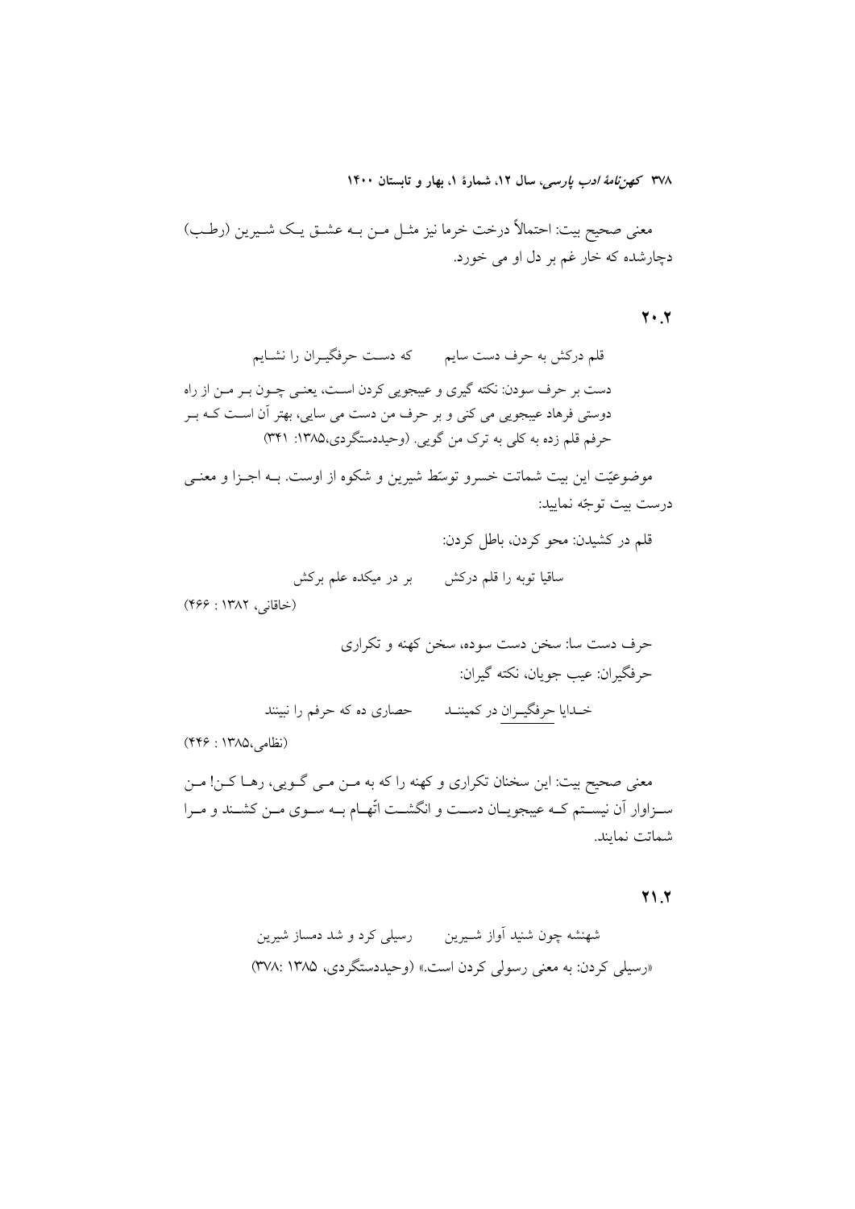معنی صحیح بیت: احتمالاً درخت خرما نیز مثل من به عشق یک شیرین (رطب) دچارشده که خار غم بر دل او می خورد.

**۲۰.۲**

قلم درکش به حرف دست سایم        که دست حرفگیران را نشایم

دست بر حرف سودن: نکته گیری و عیبجویی کردن است، یعنی چون بر من از راه دوستی فرهاد عیبجویی می کنی و بر حرف من دست می سایی، بهتر آن است که بر حرفم قلم زده به کلی به ترک من گویی. (وحیددستگردی،۱۳۸۵: ۳۴۱)

موضوعیّت این بیت شماتت خسرو توسّط شیرین و شکوه از اوست. به اجزا و معنی درست بیت توجّه نمایید:

قلم در کشیدن: محو کردن، باطل کردن:

ساقیا توبه را قلم درکش        بر در میکده علم برکش

(خاقانی، ۱۳۸۲ : ۴۶۶)

حرف دست سا: سخن دست سوده، سخن کهنه و تکراری

حرفگیران: عیب جویان، نکته گیران:

خدایا حرفگیران در کمینند        حصاری ده که حرفم را نبینند

(نظامی،۱۳۸۵ : ۴۴۶)

معنی صحیح بیت: این سخنان تکراری و کهنه را که به من می گویی، رها کن! من سزاوار آن نیستم که عیبجویان دست و انگشت اتّهام به سوی من کشند و مرا شماتت نمایند.

**۲۱.۲**

شهنشه چون شنید آواز شیرین        رسیلی کرد و شد دمساز شیرین

«رسیلی کردن: به معنی رسولی کردن است.» (وحیددستگردی، ۱۳۸۵ :۳۷۸)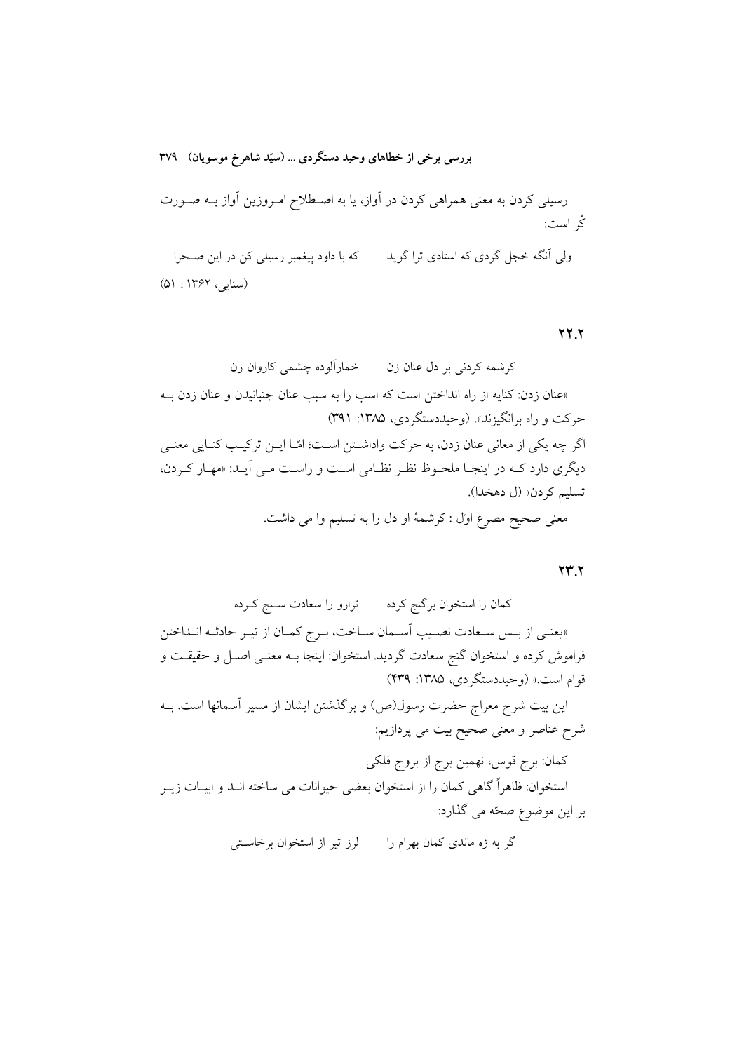رسیلی کردن به معنی همراهی کردن در آواز، یا به اصطلاح امروزین آواز به صورت کُر است:

ولی آنگه خجل گردی که استادی ترا گوید &nbsp;&nbsp;&nbsp;&nbsp; که با داود پیغمبر رسیلی کن در این صحرا

(سنایی، ۱۳۶۲ : ۵۱)

## ۲۲.۲

کرشمه کردنی بر دل عنان زن &nbsp;&nbsp;&nbsp;&nbsp; خمارآلوده چشمی کاروان زن

«عنان زدن: کنایه از راه انداختن است که اسب را به سبب عنان جنبانیدن و عنان زدن به حرکت و راه برانگیزند». (وحیددستگردی، ۱۳۸۵: ۳۹۱)

اگر چه یکی از معانی عنان زدن، به حرکت واداشتن است؛ امّا این ترکیب کنایی معنی دیگری دارد که در اینجا ملحوظ نظر نظامی است و راست می آید: «مهار کردن، تسلیم کردن» (ل دهخدا).

معنی صحیح مصرع اوّل : کرشمهٔ او دل را به تسلیم وا می داشت.

## ۲۳.۲

کمان را استخوان برگنج کرده &nbsp;&nbsp;&nbsp;&nbsp; ترازو را سعادت سنج کرده

«یعنی از بس سعادت نصیب آسمان ساخت، برج کمان از تیر حادثه انداختن فراموش کرده و استخوان گنج سعادت گردید. استخوان: اینجا به معنی اصل و حقیقت و قوام است.» (وحیددستگردی، ۱۳۸۵: ۴۳۹)

این بیت شرح معراج حضرت رسول(ص) و برگذشتن ایشان از مسیر آسمانها است. به شرح عناصر و معنی صحیح بیت می پردازیم:

کمان: برج قوس، نهمین برج از بروج فلکی

استخوان: ظاهراً گاهی کمان را از استخوان بعضی حیوانات می ساخته اند و ابیات زیر بر این موضوع صحّه می گذارد:

گر به زه ماندی کمان بهرام را &nbsp;&nbsp;&nbsp;&nbsp; لرز تیر از استخوان برخاستی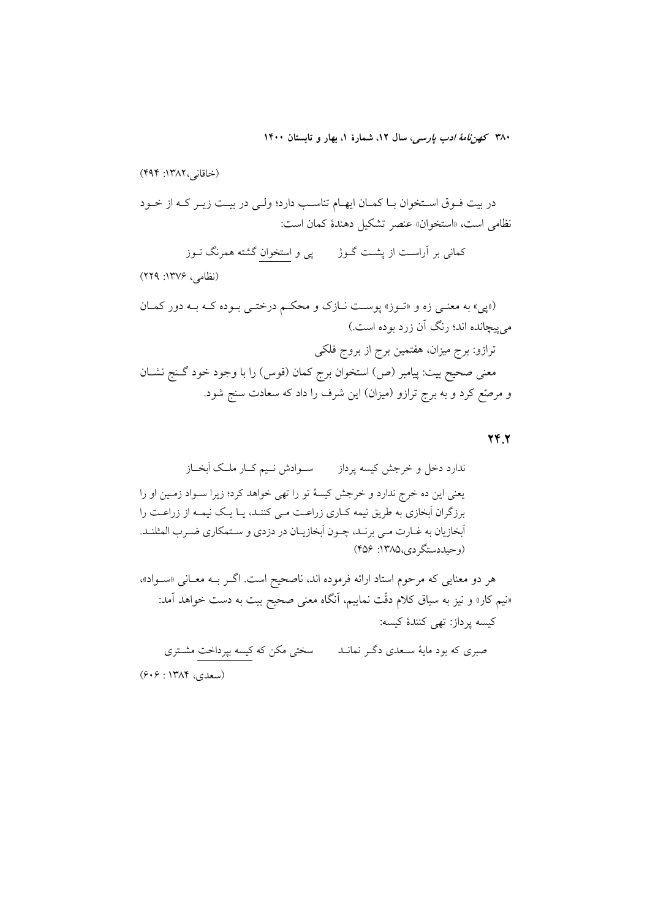(خاقانی،۱۳۸۲: ۴۹۴)

در بیت فوق استخوان با کمان ایهام تناسب دارد؛ ولی در بیت زیر که از خود نظامی است، «استخوان» عنصر تشکیل دهندهٔ کمان است:

کمانی بر آراست از پشت گوژ          پی و استخوان گشته همرنگ توز

(نظامی، ۱۳۷۶: ۲۲۹)

(«پی» به معنی زه و «توز» پوست نازک و محکم درختی بوده که به دور کمان می‌پیچانده اند؛ رنگ آن زرد بوده است.)

ترازو: برج میزان، هفتمین برج از بروج فلکی

معنی صحیح بیت: پیامبر (ص) استخوان برج کمان (قوس) را با وجود خود گنج نشان و مرصّع کرد و به برج ترازو (میزان) این شرف را داد که سعادت سنج شود.

### ۲۴.۲

ندارد دخل و خرجش کیسه پرداز          سوادش نیم کار ملک اَبخاز

یعنی این ده خرج ندارد و خرجش کیسهٔ تو را تهی خواهد کرد؛ زیرا سواد زمین او را برزگران اَبخازی به طریق نیمه کاری زراعت می کنند، یا یک نیمه از زراعت را اَبخازیان به غارت می برند، چون اَبخازیان در دزدی و ستمکاری ضرب المثلند. (وحیددستگردی،۱۳۸۵: ۴۵۶)

هر دو معنایی که مرحوم استاد ارائه فرموده اند، ناصحیح است. اگر به معانی «سواد»، «نیم کار» و نیز به سیاق کلام دقّت نماییم، آنگاه معنی صحیح بیت به دست خواهد آمد:

کیسه پرداز: تهی کنندهٔ کیسه:

صبری که بود مایهٔ سعدی دگر نماند          سختی مکن که کیسه بپرداخت مشتری

(سعدی، ۱۳۸۴ : ۶۰۶)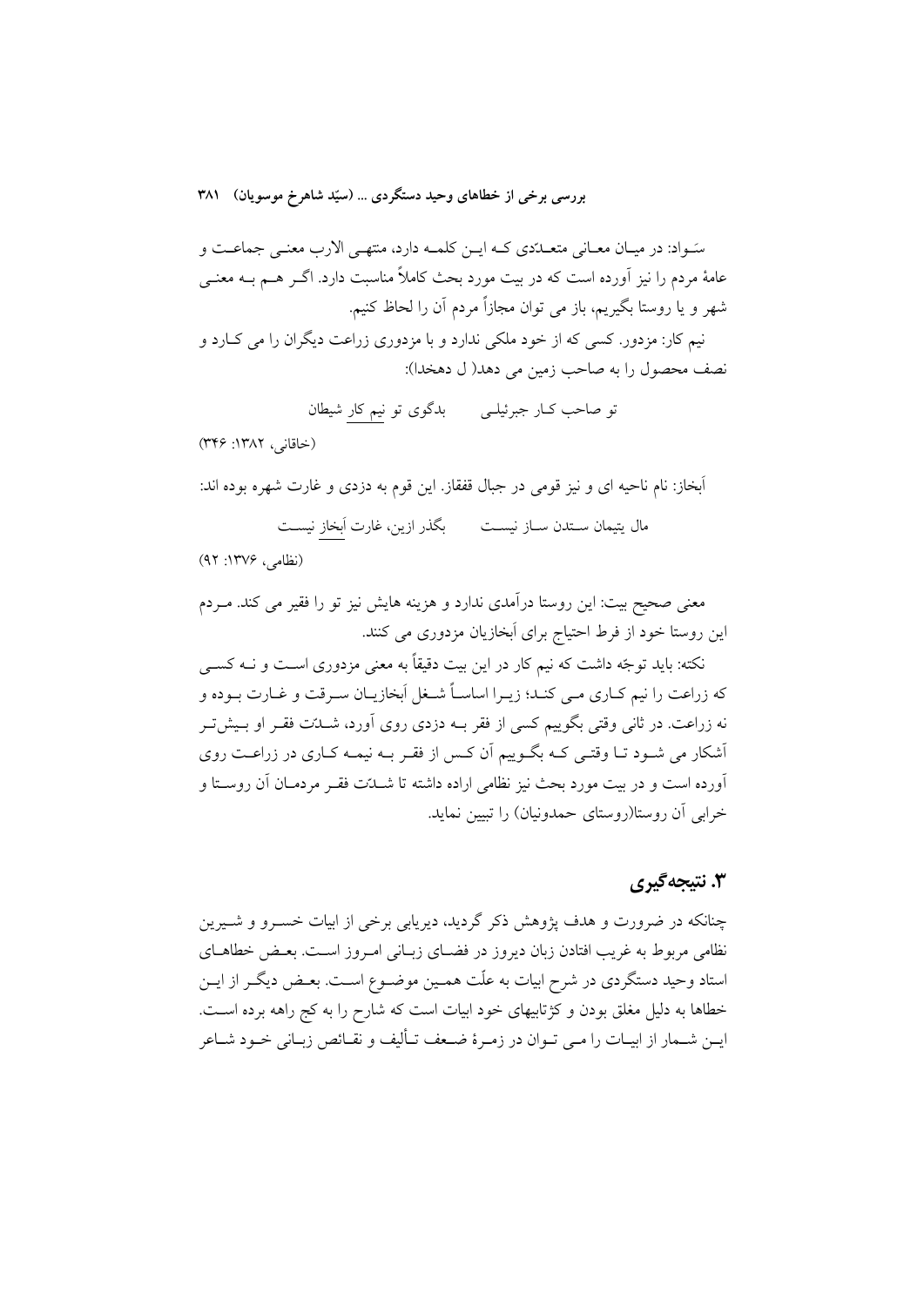سَـواد: در میـان معـانی متعـدّدی کـه ایـن کلمـه دارد، منتهـی الارب معنـی جماعـت و عامهٔ مردم را نیز آورده است که در بیت مورد بحث کاملاً مناسبت دارد. اگـر هـم بـه معنـی شهر و یا روستا بگیریم، باز می توان مجازاً مردم آن را لحاظ کنیم.

نیم کار: مزدور. کسی که از خود ملکی ندارد و با مزدوری زراعت دیگران را می کـارد و نصف محصول را به صاحب زمین می دهد( ل دهخدا):

تو صاحب کـار جبرئیلـی       بدگوی تو نیم کار شیطان

(خاقانی، ۱۳۸۲: ۳۴۶)

اَبخاز: نام ناحیه ای و نیز قومی در جبال قفقاز. این قوم به دزدی و غارت شهره بوده اند:

مال یتیمان سـتدن سـاز نیسـت       بگذر ازین، غارت اَبخاز نیسـت

(نظامی، ۱۳۷۶: ۹۲)

معنی صحیح بیت: این روستا درآمدی ندارد و هزینه هایش نیز تو را فقیر می کند. مـردم این روستا خود از فرط احتیاج برای اَبخازیان مزدوری می کنند.

نکته: باید توجّه داشت که نیم کار در این بیت دقیقاً به معنی مزدوری اسـت و نـه کسـی که زراعت را نیم کـاری مـی کنـد؛ زیـرا اساسـاً شـغل اَبخازیـان سـرقت و غـارت بـوده و نه زراعت. در ثانی وقتی بگوییم کسی از فقر بـه دزدی روی آورد، شـدّت فقـر او بـیش‌تـر آشکار می شـود تـا وقتـی کـه بگـوییم آن کـس از فقـر بـه نیمـه کـاری در زراعـت روی آورده است و در بیت مورد بحث نیز نظامی اراده داشته تا شـدّت فقـر مردمـان آن روسـتا و خرابی آن روستا(روستای حمدونیان) را تبیین نماید.

## ۳. نتیجه‌گیری

چنانکه در ضرورت و هدف پژوهش ذکر گردید، دیریابی برخی از ابیات خسـرو و شـیرین نظامی مربوط به غریب افتادن زبان دیروز در فضـای زبـانی امـروز اسـت. بعـض خطاهـای استاد وحید دستگردی در شرح ابیات به علّت همـین موضـوع اسـت. بعـض دیگـر از ایـن خطاها به دلیل مغلق بودن و کژتابیهای خود ابیات است که شارح را به کج راهه برده اسـت. ایـن شـمار از ابیـات را مـی تـوان در زمـرهٔ ضـعف تـألیف و نقـائص زبـانی خـود شـاعر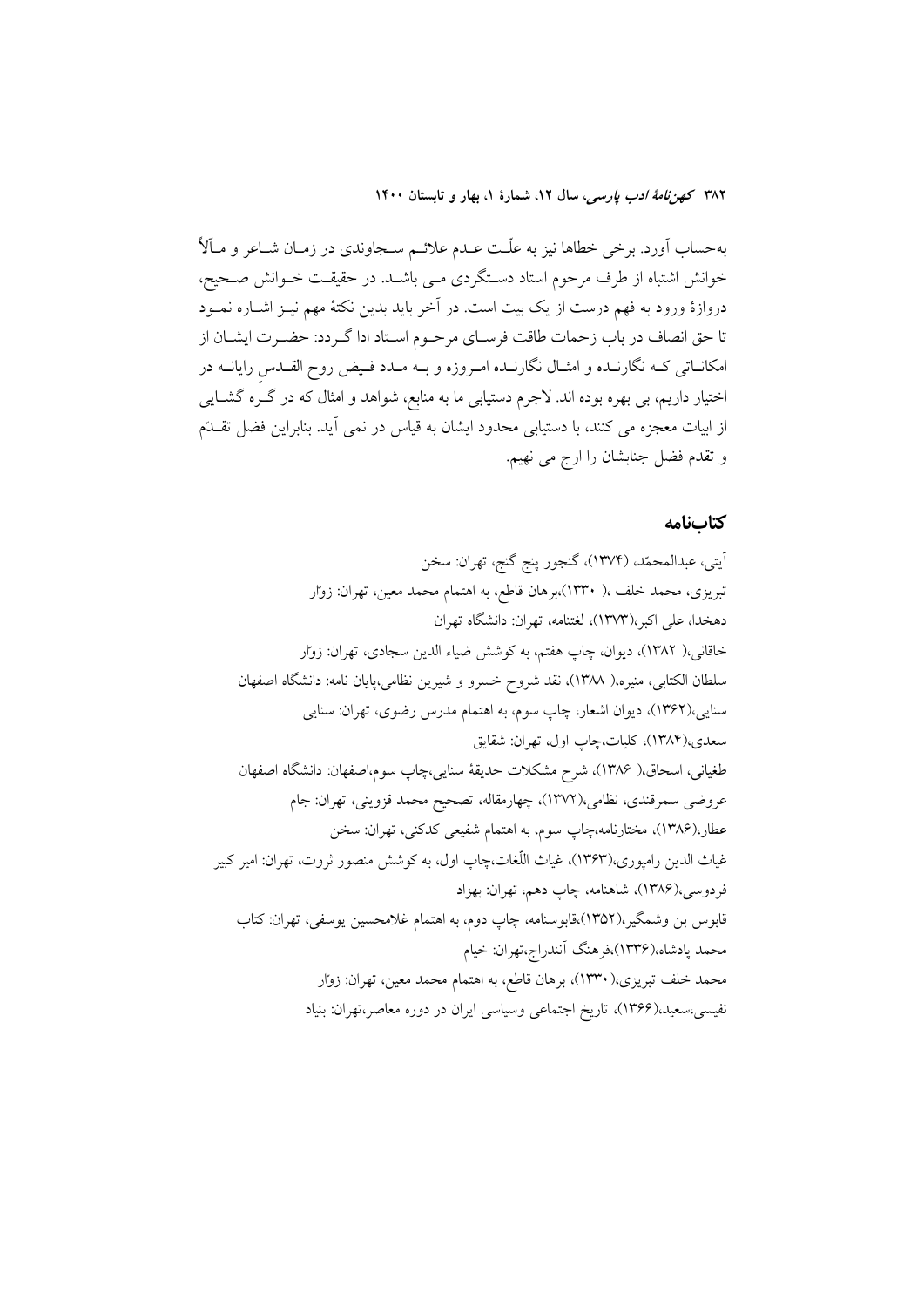به‌حساب آورد. برخی خطاها نیز به علّت عدم علائم سجاوندی در زمان شاعر و مآلاً خوانش اشتباه از طرف مرحوم استاد دستگردی می باشد. در حقیقت خوانش صحیح، دروازهٔ ورود به فهم درست از یک بیت است. در آخر باید بدین نکتهٔ مهم نیز اشاره نمود تا حق انصاف در باب زحمات طاقت فرسای مرحوم استاد ادا گردد: حضرت ایشان از امکاناتی که نگارنده و امثال نگارنده امروزه و به مدد فیض روح القدسِ رایانه در اختیار داریم، بی بهره بوده اند. لاجرم دستیابی ما به منابع، شواهد و امثال که در گره گشایی از ابیات معجزه می کنند، با دستیابی محدود ایشان به قیاس در نمی آید. بنابراین فضل تقدّم و تقدم فضل جنابشان را ارج می نهیم.

## کتاب‌نامه

آیتی، عبدالمحمّد، (۱۳۷۴)، گنجور پنج گنج، تهران: سخن

تبریزی، محمد خلف ،( ۱۳۳۰)،برهان قاطع، به اهتمام محمد معین، تهران: زوّار

دهخدا، علی اکبر،(۱۳۷۳)، لغتنامه، تهران: دانشگاه تهران

خاقانی،( ۱۳۸۲)، دیوان، چاپ هفتم، به کوشش ضیاء الدین سجادی، تهران: زوّار

سلطان الکتابی، منیره،( ۱۳۸۸)، نقد شروح خسرو و شیرین نظامی،پایان نامه: دانشگاه اصفهان

سنایی،(۱۳۶۲)، دیوان اشعار، چاپ سوم، به اهتمام مدرس رضوی، تهران: سنایی

سعدی،(۱۳۸۴)، کلیات،چاپ اول، تهران: شقایق

طغیانی، اسحاق،( ۱۳۸۶)، شرح مشکلات حدیقهٔ سنایی،چاپ سوم،اصفهان: دانشگاه اصفهان

عروضی سمرقندی، نظامی،(۱۳۷۲)، چهارمقاله، تصحیح محمد قزوینی، تهران: جام

عطار،(۱۳۸۶)، مختارنامه،چاپ سوم، به اهتمام شفیعی کدکنی، تهران: سخن

غیاث الدین رامپوری،(۱۳۶۳)، غیاث اللّغات،چاپ اول، به کوشش منصور ثروت، تهران: امیر کبیر

فردوسی،(۱۳۸۶)، شاهنامه، چاپ دهم، تهران: بهزاد

قابوس بن وشمگیر،(۱۳۵۲)،قابوسنامه، چاپ دوم، به اهتمام غلامحسین یوسفی، تهران: کتاب

محمد پادشاه،(۱۳۳۶)،فرهنگ آنندراج،تهران: خیام

محمد خلف تبریزی،( ۱۳۳۰)، برهان قاطع، به اهتمام محمد معین، تهران: زوّار

نفیسی،سعید،(۱۳۶۶)، تاریخ اجتماعی وسیاسی ایران در دوره معاصر،تهران: بنیاد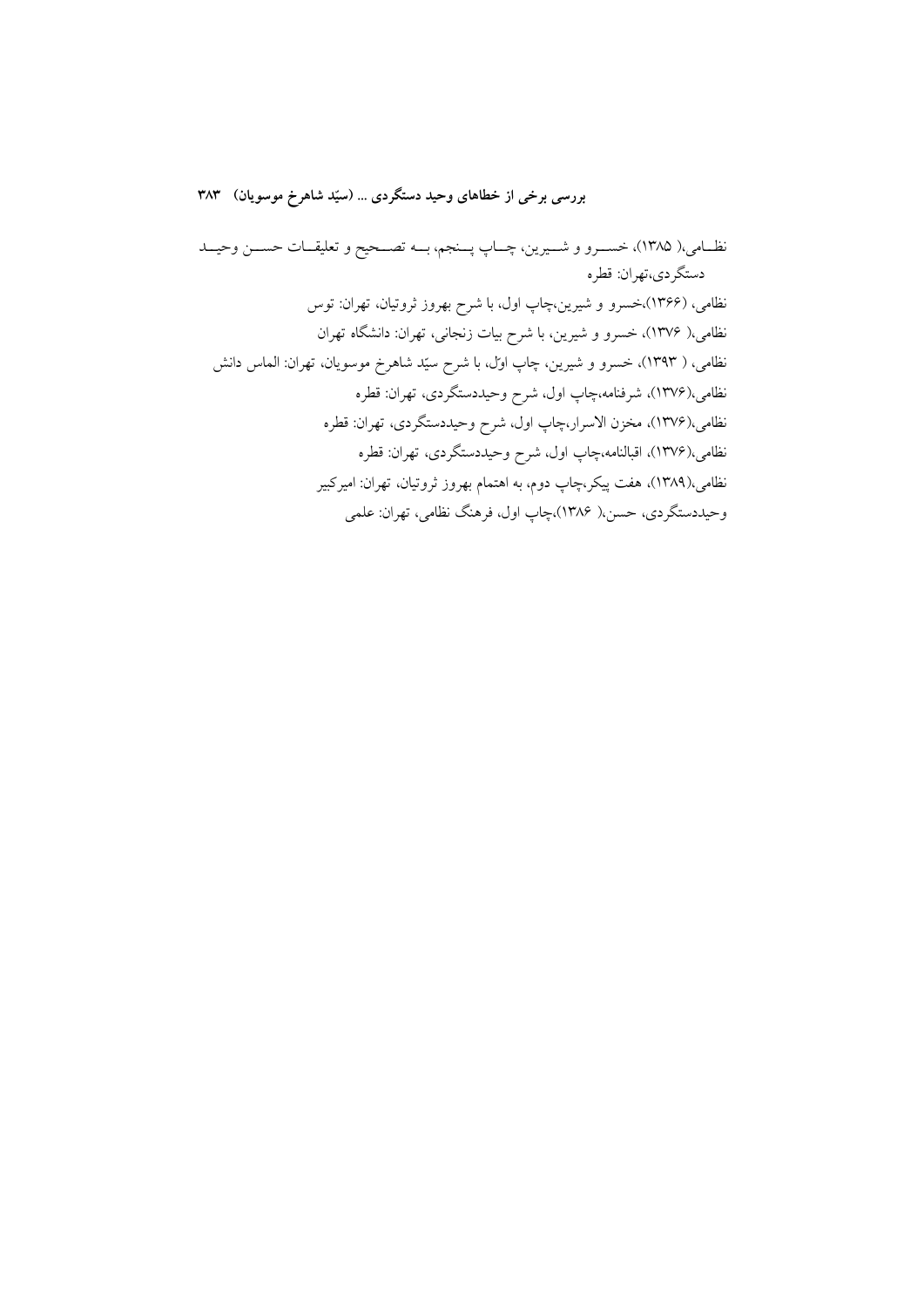نظـامی،( ۱۳۸۵)، خسـرو و شـیرین، چـاپ پـنجم، بـه تصـحیح و تعلیقـات حسـن وحیـد دستگردی،تهران: قطره

نظامی، (۱۳۶۶)،خسرو و شیرین،چاپ اول، با شرح بهروز ثروتیان، تهران: توس

نظامی،( ۱۳۷۶)، خسرو و شیرین، با شرح بیات زنجانی، تهران: دانشگاه تهران

نظامی، ( ۱۳۹۳)، خسرو و شیرین، چاپ اوّل، با شرح سیّد شاهرخ موسویان، تهران: الماس دانش

نظامی،(۱۳۷۶)، شرفنامه،چاپ اول، شرح وحیددستگردی، تهران: قطره

نظامی،(۱۳۷۶)، مخزن الاسرار،چاپ اول، شرح وحیددستگردی، تهران: قطره

نظامی،(۱۳۷۶)، اقبالنامه،چاپ اول، شرح وحیددستگردی، تهران: قطره

نظامی،(۱۳۸۹)، هفت پیکر،چاپ دوم، به اهتمام بهروز ثروتیان، تهران: امیرکبیر

وحیددستگردی، حسن،( ۱۳۸۶)،چاپ اول، فرهنگ نظامی، تهران: علمی